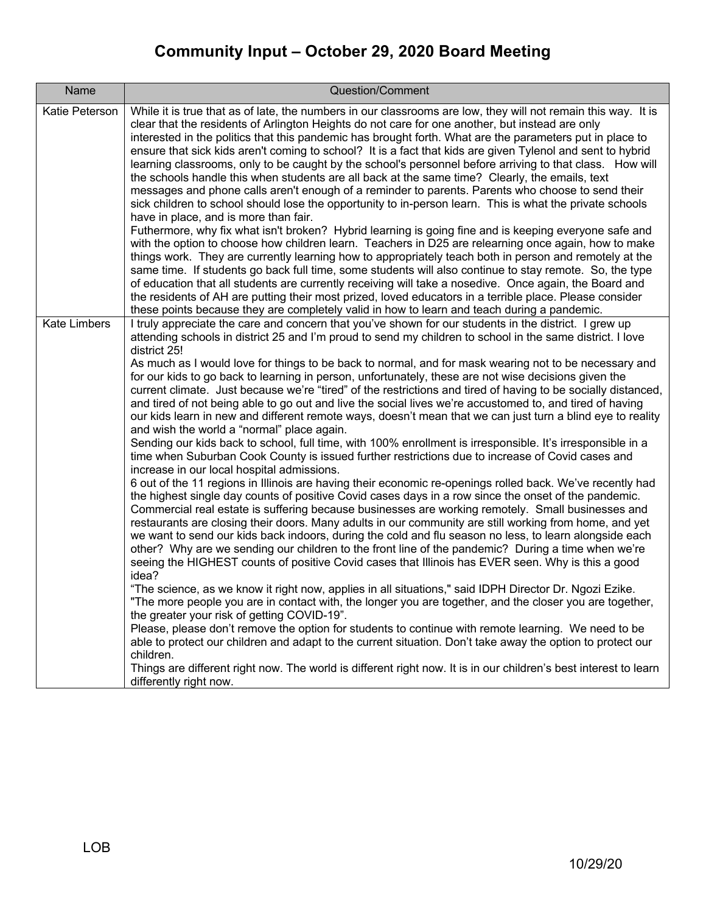# Community Input – October 29, 2020 Board Meeting

| Name | Question/Comment |
|---|---|
| Katie Peterson | While it is true that as of late, the numbers in our classrooms are low, they will not remain this way. It is clear that the residents of Arlington Heights do not care for one another, but instead are only interested in the politics that this pandemic has brought forth. What are the parameters put in place to ensure that sick kids aren't coming to school? It is a fact that kids are given Tylenol and sent to hybrid learning classrooms, only to be caught by the school's personnel before arriving to that class. How will the schools handle this when students are all back at the same time? Clearly, the emails, text messages and phone calls aren't enough of a reminder to parents. Parents who choose to send their sick children to school should lose the opportunity to in-person learn. This is what the private schools have in place, and is more than fair.<br>Futhermore, why fix what isn't broken? Hybrid learning is going fine and is keeping everyone safe and with the option to choose how children learn. Teachers in D25 are relearning once again, how to make things work. They are currently learning how to appropriately teach both in person and remotely at the same time. If students go back full time, some students will also continue to stay remote. So, the type of education that all students are currently receiving will take a nosedive. Once again, the Board and the residents of AH are putting their most prized, loved educators in a terrible place. Please consider these points because they are completely valid in how to learn and teach during a pandemic. |
| Kate Limbers | I truly appreciate the care and concern that you've shown for our students in the district. I grew up attending schools in district 25 and I'm proud to send my children to school in the same district. I love district 25!<br>As much as I would love for things to be back to normal, and for mask wearing not to be necessary and for our kids to go back to learning in person, unfortunately, these are not wise decisions given the current climate. Just because we're "tired" of the restrictions and tired of having to be socially distanced, and tired of not being able to go out and live the social lives we're accustomed to, and tired of having our kids learn in new and different remote ways, doesn't mean that we can just turn a blind eye to reality and wish the world a "normal" place again.<br>Sending our kids back to school, full time, with 100% enrollment is irresponsible. It's irresponsible in a time when Suburban Cook County is issued further restrictions due to increase of Covid cases and increase in our local hospital admissions.<br>6 out of the 11 regions in Illinois are having their economic re-openings rolled back. We've recently had the highest single day counts of positive Covid cases days in a row since the onset of the pandemic. Commercial real estate is suffering because businesses are working remotely. Small businesses and restaurants are closing their doors. Many adults in our community are still working from home, and yet we want to send our kids back indoors, during the cold and flu season no less, to learn alongside each other? Why are we sending our children to the front line of the pandemic? During a time when we're seeing the HIGHEST counts of positive Covid cases that Illinois has EVER seen. Why is this a good idea?<br>"The science, as we know it right now, applies in all situations," said IDPH Director Dr. Ngozi Ezike. "The more people you are in contact with, the longer you are together, and the closer you are together, the greater your risk of getting COVID-19".<br>Please, please don't remove the option for students to continue with remote learning. We need to be able to protect our children and adapt to the current situation. Don't take away the option to protect our children.<br>Things are different right now. The world is different right now. It is in our children's best interest to learn differently right now. |

LOB

10/29/20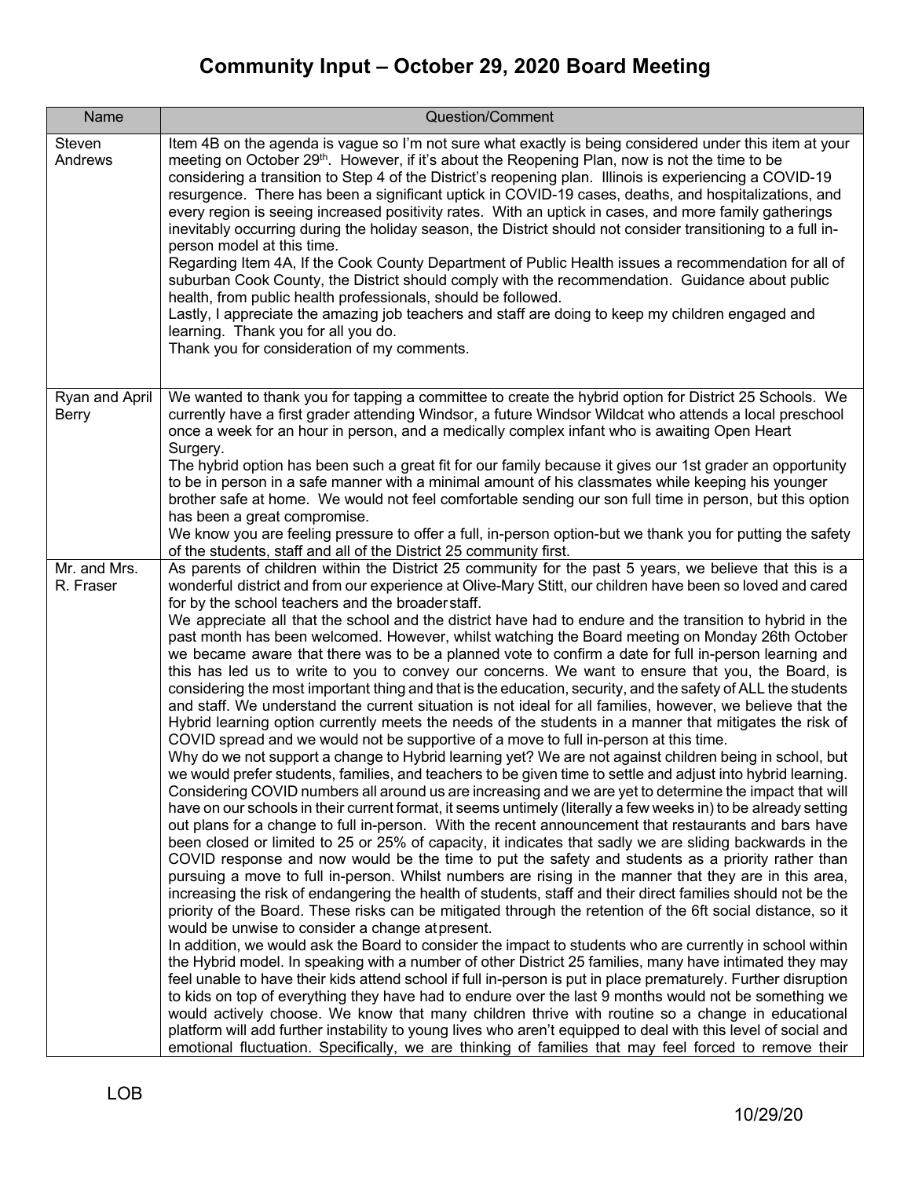# Community Input – October 29, 2020 Board Meeting

| Name | Question/Comment |
|---|---|
| Steven Andrews | Item 4B on the agenda is vague so I'm not sure what exactly is being considered under this item at your meeting on October 29th. However, if it's about the Reopening Plan, now is not the time to be considering a transition to Step 4 of the District's reopening plan. Illinois is experiencing a COVID-19 resurgence. There has been a significant uptick in COVID-19 cases, deaths, and hospitalizations, and every region is seeing increased positivity rates. With an uptick in cases, and more family gatherings inevitably occurring during the holiday season, the District should not consider transitioning to a full in-person model at this time.<br>Regarding Item 4A, If the Cook County Department of Public Health issues a recommendation for all of suburban Cook County, the District should comply with the recommendation. Guidance about public health, from public health professionals, should be followed.<br>Lastly, I appreciate the amazing job teachers and staff are doing to keep my children engaged and learning. Thank you for all you do.<br>Thank you for consideration of my comments. |
| Ryan and April Berry | We wanted to thank you for tapping a committee to create the hybrid option for District 25 Schools. We currently have a first grader attending Windsor, a future Windsor Wildcat who attends a local preschool once a week for an hour in person, and a medically complex infant who is awaiting Open Heart Surgery.<br>The hybrid option has been such a great fit for our family because it gives our 1st grader an opportunity to be in person in a safe manner with a minimal amount of his classmates while keeping his younger brother safe at home. We would not feel comfortable sending our son full time in person, but this option has been a great compromise.<br>We know you are feeling pressure to offer a full, in-person option-but we thank you for putting the safety of the students, staff and all of the District 25 community first. |
| Mr. and Mrs. R. Fraser | As parents of children within the District 25 community for the past 5 years, we believe that this is a wonderful district and from our experience at Olive-Mary Stitt, our children have been so loved and cared for by the school teachers and the broader staff.<br>We appreciate all that the school and the district have had to endure and the transition to hybrid in the past month has been welcomed. However, whilst watching the Board meeting on Monday 26th October we became aware that there was to be a planned vote to confirm a date for full in-person learning and this has led us to write to you to convey our concerns. We want to ensure that you, the Board, is considering the most important thing and that is the education, security, and the safety of ALL the students and staff. We understand the current situation is not ideal for all families, however, we believe that the Hybrid learning option currently meets the needs of the students in a manner that mitigates the risk of COVID spread and we would not be supportive of a move to full in-person at this time.<br>Why do we not support a change to Hybrid learning yet? We are not against children being in school, but we would prefer students, families, and teachers to be given time to settle and adjust into hybrid learning. Considering COVID numbers all around us are increasing and we are yet to determine the impact that will have on our schools in their current format, it seems untimely (literally a few weeks in) to be already setting out plans for a change to full in-person. With the recent announcement that restaurants and bars have been closed or limited to 25 or 25% of capacity, it indicates that sadly we are sliding backwards in the COVID response and now would be the time to put the safety and students as a priority rather than pursuing a move to full in-person. Whilst numbers are rising in the manner that they are in this area, increasing the risk of endangering the health of students, staff and their direct families should not be the priority of the Board. These risks can be mitigated through the retention of the 6ft social distance, so it would be unwise to consider a change at present.<br>In addition, we would ask the Board to consider the impact to students who are currently in school within the Hybrid model. In speaking with a number of other District 25 families, many have intimated they may feel unable to have their kids attend school if full in-person is put in place prematurely. Further disruption to kids on top of everything they have had to endure over the last 9 months would not be something we would actively choose. We know that many children thrive with routine so a change in educational platform will add further instability to young lives who aren't equipped to deal with this level of social and emotional fluctuation. Specifically, we are thinking of families that may feel forced to remove their |

LOB

10/29/20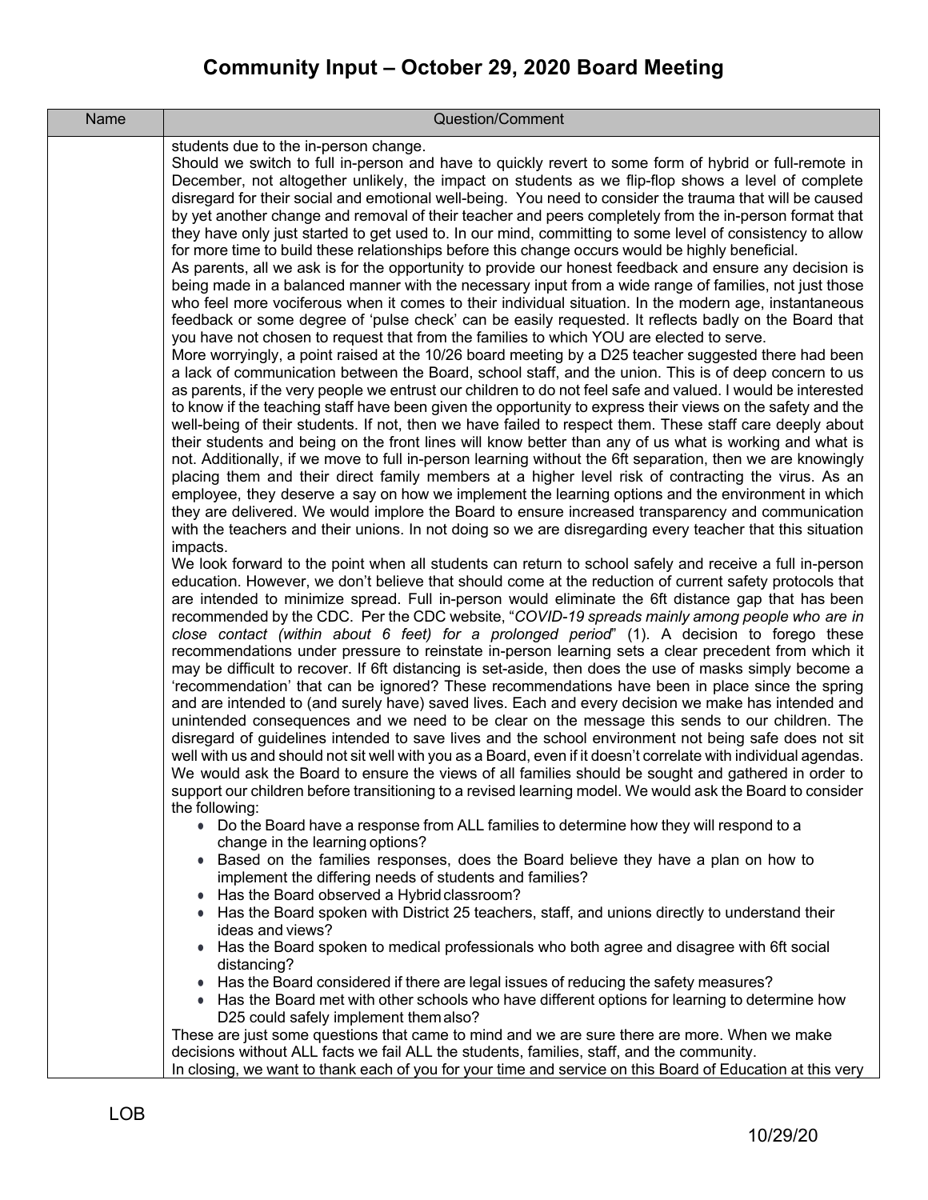# Community Input – October 29, 2020 Board Meeting

| Name | Question/Comment |
| --- | --- |
| | students due to the in-person change.<br>Should we switch to full in-person and have to quickly revert to some form of hybrid or full-remote in December, not altogether unlikely, the impact on students as we flip-flop shows a level of complete disregard for their social and emotional well-being. You need to consider the trauma that will be caused by yet another change and removal of their teacher and peers completely from the in-person format that they have only just started to get used to. In our mind, committing to some level of consistency to allow for more time to build these relationships before this change occurs would be highly beneficial.<br>As parents, all we ask is for the opportunity to provide our honest feedback and ensure any decision is being made in a balanced manner with the necessary input from a wide range of families, not just those who feel more vociferous when it comes to their individual situation. In the modern age, instantaneous feedback or some degree of 'pulse check' can be easily requested. It reflects badly on the Board that you have not chosen to request that from the families to which YOU are elected to serve.<br>More worryingly, a point raised at the 10/26 board meeting by a D25 teacher suggested there had been a lack of communication between the Board, school staff, and the union. This is of deep concern to us as parents, if the very people we entrust our children to do not feel safe and valued. I would be interested to know if the teaching staff have been given the opportunity to express their views on the safety and the well-being of their students. If not, then we have failed to respect them. These staff care deeply about their students and being on the front lines will know better than any of us what is working and what is not. Additionally, if we move to full in-person learning without the 6ft separation, then we are knowingly placing them and their direct family members at a higher level risk of contracting the virus. As an employee, they deserve a say on how we implement the learning options and the environment in which they are delivered. We would implore the Board to ensure increased transparency and communication with the teachers and their unions. In not doing so we are disregarding every teacher that this situation impacts.<br>We look forward to the point when all students can return to school safely and receive a full in-person education. However, we don't believe that should come at the reduction of current safety protocols that are intended to minimize spread. Full in-person would eliminate the 6ft distance gap that has been recommended by the CDC. Per the CDC website, "*COVID-19 spreads mainly among people who are in close contact (within about 6 feet) for a prolonged period*" (1). A decision to forego these recommendations under pressure to reinstate in-person learning sets a clear precedent from which it may be difficult to recover. If 6ft distancing is set-aside, then does the use of masks simply become a 'recommendation' that can be ignored? These recommendations have been in place since the spring and are intended to (and surely have) saved lives. Each and every decision we make has intended and unintended consequences and we need to be clear on the message this sends to our children. The disregard of guidelines intended to save lives and the school environment not being safe does not sit well with us and should not sit well with you as a Board, even if it doesn't correlate with individual agendas.<br>We would ask the Board to ensure the views of all families should be sought and gathered in order to support our children before transitioning to a revised learning model. We would ask the Board to consider the following:<br>• Do the Board have a response from ALL families to determine how they will respond to a change in the learning options?<br>• Based on the families responses, does the Board believe they have a plan on how to implement the differing needs of students and families?<br>• Has the Board observed a Hybrid classroom?<br>• Has the Board spoken with District 25 teachers, staff, and unions directly to understand their ideas and views?<br>• Has the Board spoken to medical professionals who both agree and disagree with 6ft social distancing?<br>• Has the Board considered if there are legal issues of reducing the safety measures?<br>• Has the Board met with other schools who have different options for learning to determine how D25 could safely implement them also?<br>These are just some questions that came to mind and we are sure there are more. When we make decisions without ALL facts we fail ALL the students, families, staff, and the community.<br>In closing, we want to thank each of you for your time and service on this Board of Education at this very |

LOB

10/29/20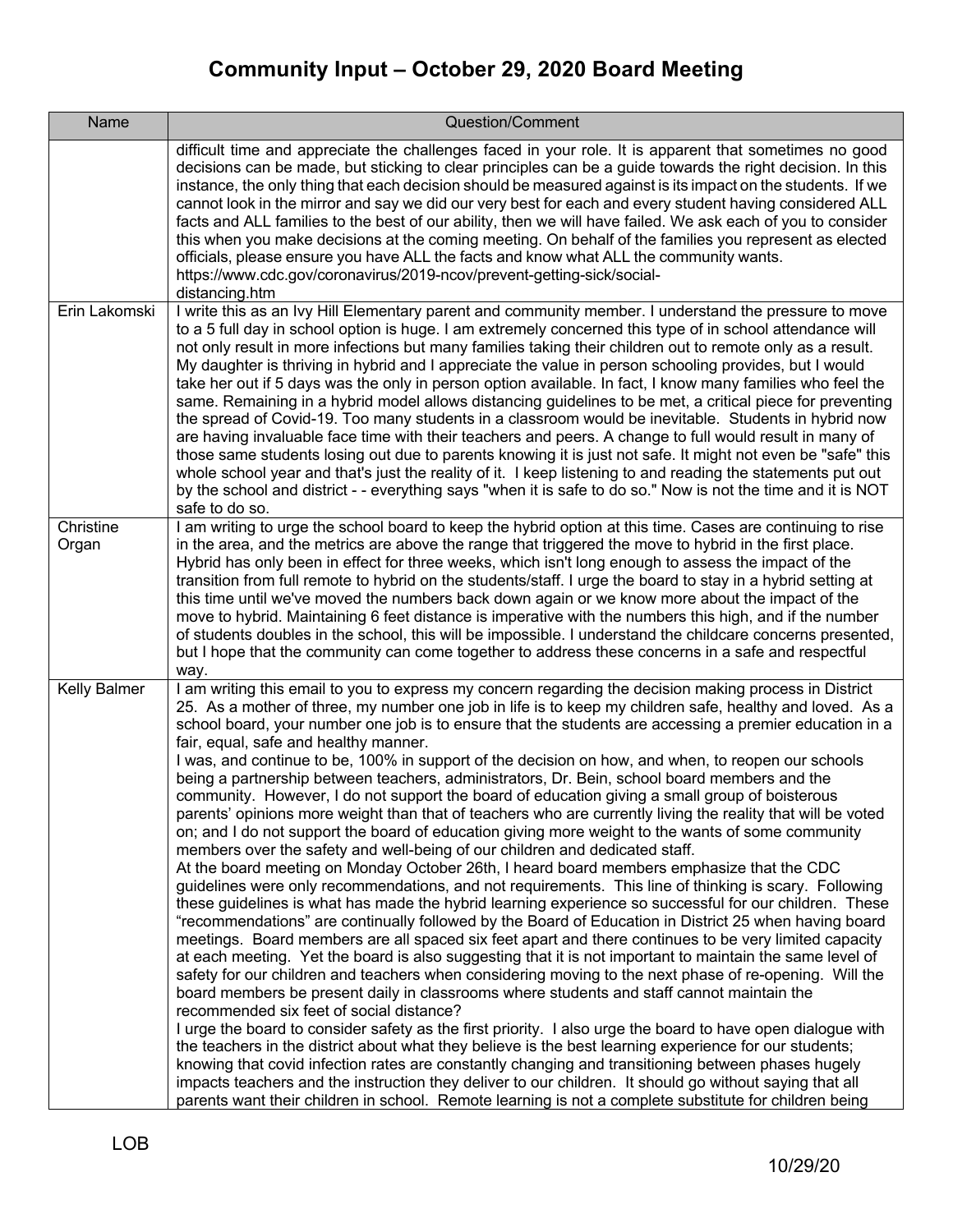# Community Input – October 29, 2020 Board Meeting

| Name | Question/Comment |
|---|---|
| | difficult time and appreciate the challenges faced in your role. It is apparent that sometimes no good decisions can be made, but sticking to clear principles can be a guide towards the right decision. In this instance, the only thing that each decision should be measured against is its impact on the students. If we cannot look in the mirror and say we did our very best for each and every student having considered ALL facts and ALL families to the best of our ability, then we will have failed. We ask each of you to consider this when you make decisions at the coming meeting. On behalf of the families you represent as elected officials, please ensure you have ALL the facts and know what ALL the community wants. https://www.cdc.gov/coronavirus/2019-ncov/prevent-getting-sick/social-distancing.htm |
| Erin Lakomski | I write this as an Ivy Hill Elementary parent and community member. I understand the pressure to move to a 5 full day in school option is huge. I am extremely concerned this type of in school attendance will not only result in more infections but many families taking their children out to remote only as a result. My daughter is thriving in hybrid and I appreciate the value in person schooling provides, but I would take her out if 5 days was the only in person option available. In fact, I know many families who feel the same. Remaining in a hybrid model allows distancing guidelines to be met, a critical piece for preventing the spread of Covid-19. Too many students in a classroom would be inevitable. Students in hybrid now are having invaluable face time with their teachers and peers. A change to full would result in many of those same students losing out due to parents knowing it is just not safe. It might not even be "safe" this whole school year and that's just the reality of it. I keep listening to and reading the statements put out by the school and district - - everything says "when it is safe to do so." Now is not the time and it is NOT safe to do so. |
| Christine Organ | I am writing to urge the school board to keep the hybrid option at this time. Cases are continuing to rise in the area, and the metrics are above the range that triggered the move to hybrid in the first place. Hybrid has only been in effect for three weeks, which isn't long enough to assess the impact of the transition from full remote to hybrid on the students/staff. I urge the board to stay in a hybrid setting at this time until we've moved the numbers back down again or we know more about the impact of the move to hybrid. Maintaining 6 feet distance is imperative with the numbers this high, and if the number of students doubles in the school, this will be impossible. I understand the childcare concerns presented, but I hope that the community can come together to address these concerns in a safe and respectful way. |
| Kelly Balmer | I am writing this email to you to express my concern regarding the decision making process in District 25. As a mother of three, my number one job in life is to keep my children safe, healthy and loved. As a school board, your number one job is to ensure that the students are accessing a premier education in a fair, equal, safe and healthy manner.<br>I was, and continue to be, 100% in support of the decision on how, and when, to reopen our schools being a partnership between teachers, administrators, Dr. Bein, school board members and the community. However, I do not support the board of education giving a small group of boisterous parents' opinions more weight than that of teachers who are currently living the reality that will be voted on; and I do not support the board of education giving more weight to the wants of some community members over the safety and well-being of our children and dedicated staff.<br>At the board meeting on Monday October 26th, I heard board members emphasize that the CDC guidelines were only recommendations, and not requirements. This line of thinking is scary. Following these guidelines is what has made the hybrid learning experience so successful for our children. These "recommendations" are continually followed by the Board of Education in District 25 when having board meetings. Board members are all spaced six feet apart and there continues to be very limited capacity at each meeting. Yet the board is also suggesting that it is not important to maintain the same level of safety for our children and teachers when considering moving to the next phase of re-opening. Will the board members be present daily in classrooms where students and staff cannot maintain the recommended six feet of social distance?<br>I urge the board to consider safety as the first priority. I also urge the board to have open dialogue with the teachers in the district about what they believe is the best learning experience for our students; knowing that covid infection rates are constantly changing and transitioning between phases hugely impacts teachers and the instruction they deliver to our children. It should go without saying that all parents want their children in school. Remote learning is not a complete substitute for children being |

LOB

10/29/20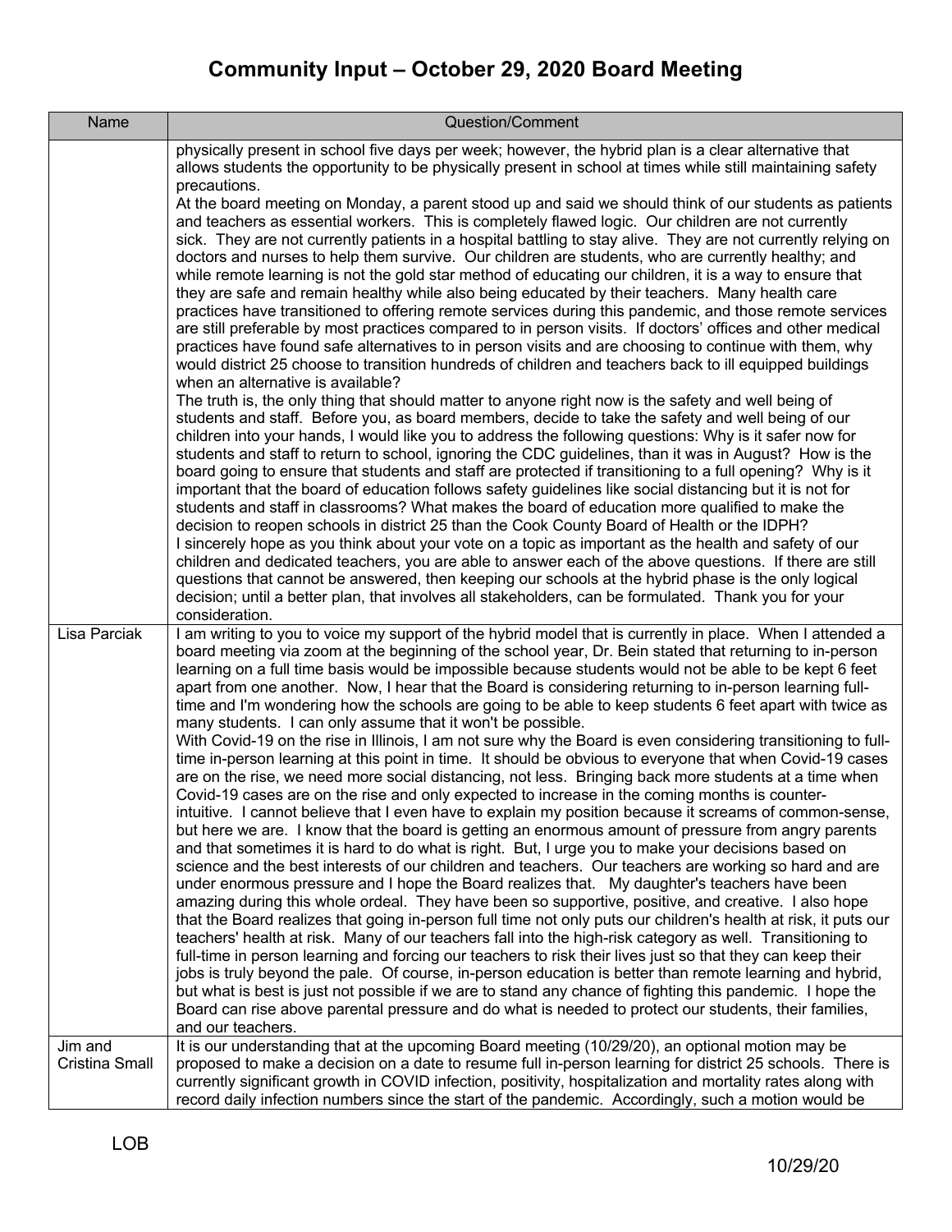# Community Input – October 29, 2020 Board Meeting

| Name | Question/Comment |
| --- | --- |
| | physically present in school five days per week; however, the hybrid plan is a clear alternative that allows students the opportunity to be physically present in school at times while still maintaining safety precautions.<br>At the board meeting on Monday, a parent stood up and said we should think of our students as patients and teachers as essential workers. This is completely flawed logic. Our children are not currently sick. They are not currently patients in a hospital battling to stay alive. They are not currently relying on doctors and nurses to help them survive. Our children are students, who are currently healthy; and while remote learning is not the gold star method of educating our children, it is a way to ensure that they are safe and remain healthy while also being educated by their teachers. Many health care practices have transitioned to offering remote services during this pandemic, and those remote services are still preferable by most practices compared to in person visits. If doctors' offices and other medical practices have found safe alternatives to in person visits and are choosing to continue with them, why would district 25 choose to transition hundreds of children and teachers back to ill equipped buildings when an alternative is available?<br>The truth is, the only thing that should matter to anyone right now is the safety and well being of students and staff. Before you, as board members, decide to take the safety and well being of our children into your hands, I would like you to address the following questions: Why is it safer now for students and staff to return to school, ignoring the CDC guidelines, than it was in August? How is the board going to ensure that students and staff are protected if transitioning to a full opening? Why is it important that the board of education follows safety guidelines like social distancing but it is not for students and staff in classrooms? What makes the board of education more qualified to make the decision to reopen schools in district 25 than the Cook County Board of Health or the IDPH?<br>I sincerely hope as you think about your vote on a topic as important as the health and safety of our children and dedicated teachers, you are able to answer each of the above questions. If there are still questions that cannot be answered, then keeping our schools at the hybrid phase is the only logical decision; until a better plan, that involves all stakeholders, can be formulated. Thank you for your consideration. |
| Lisa Parciak | I am writing to you to voice my support of the hybrid model that is currently in place. When I attended a board meeting via zoom at the beginning of the school year, Dr. Bein stated that returning to in-person learning on a full time basis would be impossible because students would not be able to be kept 6 feet apart from one another. Now, I hear that the Board is considering returning to in-person learning full-time and I'm wondering how the schools are going to be able to keep students 6 feet apart with twice as many students. I can only assume that it won't be possible.<br>With Covid-19 on the rise in Illinois, I am not sure why the Board is even considering transitioning to full-time in-person learning at this point in time. It should be obvious to everyone that when Covid-19 cases are on the rise, we need more social distancing, not less. Bringing back more students at a time when Covid-19 cases are on the rise and only expected to increase in the coming months is counter-intuitive. I cannot believe that I even have to explain my position because it screams of common-sense, but here we are. I know that the board is getting an enormous amount of pressure from angry parents and that sometimes it is hard to do what is right. But, I urge you to make your decisions based on science and the best interests of our children and teachers. Our teachers are working so hard and are under enormous pressure and I hope the Board realizes that. My daughter's teachers have been amazing during this whole ordeal. They have been so supportive, positive, and creative. I also hope that the Board realizes that going in-person full time not only puts our children's health at risk, it puts our teachers' health at risk. Many of our teachers fall into the high-risk category as well. Transitioning to full-time in person learning and forcing our teachers to risk their lives just so that they can keep their jobs is truly beyond the pale. Of course, in-person education is better than remote learning and hybrid, but what is best is just not possible if we are to stand any chance of fighting this pandemic. I hope the Board can rise above parental pressure and do what is needed to protect our students, their families, and our teachers. |
| Jim and Cristina Small | It is our understanding that at the upcoming Board meeting (10/29/20), an optional motion may be proposed to make a decision on a date to resume full in-person learning for district 25 schools. There is currently significant growth in COVID infection, positivity, hospitalization and mortality rates along with record daily infection numbers since the start of the pandemic. Accordingly, such a motion would be |

LOB

10/29/20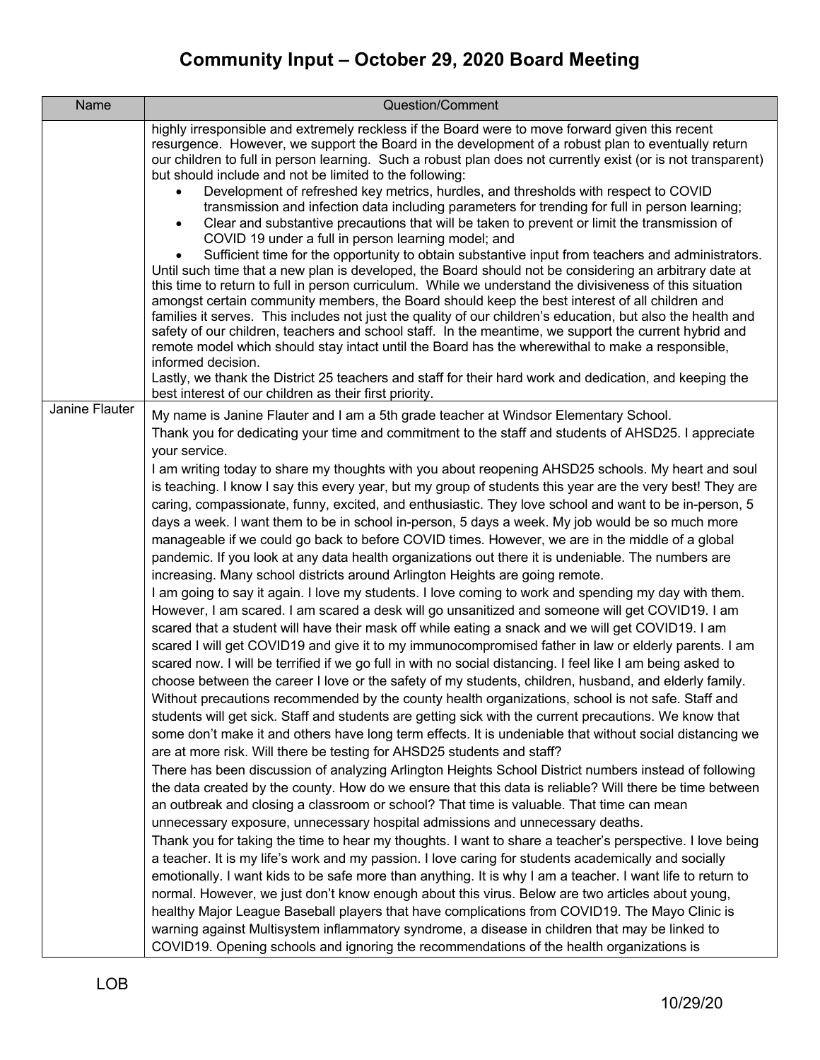# Community Input – October 29, 2020 Board Meeting

| Name | Question/Comment |
|---|---|
| | highly irresponsible and extremely reckless if the Board were to move forward given this recent resurgence. However, we support the Board in the development of a robust plan to eventually return our children to full in person learning. Such a robust plan does not currently exist (or is not transparent) but should include and not be limited to the following:<br>• Development of refreshed key metrics, hurdles, and thresholds with respect to COVID transmission and infection data including parameters for trending for full in person learning;<br>• Clear and substantive precautions that will be taken to prevent or limit the transmission of COVID 19 under a full in person learning model; and<br>• Sufficient time for the opportunity to obtain substantive input from teachers and administrators.<br>Until such time that a new plan is developed, the Board should not be considering an arbitrary date at this time to return to full in person curriculum. While we understand the divisiveness of this situation amongst certain community members, the Board should keep the best interest of all children and families it serves. This includes not just the quality of our children's education, but also the health and safety of our children, teachers and school staff. In the meantime, we support the current hybrid and remote model which should stay intact until the Board has the wherewithal to make a responsible, informed decision.<br>Lastly, we thank the District 25 teachers and staff for their hard work and dedication, and keeping the best interest of our children as their first priority. |
| Janine Flauter | My name is Janine Flauter and I am a 5th grade teacher at Windsor Elementary School.<br>Thank you for dedicating your time and commitment to the staff and students of AHSD25. I appreciate your service.<br>I am writing today to share my thoughts with you about reopening AHSD25 schools. My heart and soul is teaching. I know I say this every year, but my group of students this year are the very best! They are caring, compassionate, funny, excited, and enthusiastic. They love school and want to be in-person, 5 days a week. I want them to be in school in-person, 5 days a week. My job would be so much more manageable if we could go back to before COVID times. However, we are in the middle of a global pandemic. If you look at any data health organizations out there it is undeniable. The numbers are increasing. Many school districts around Arlington Heights are going remote.<br>I am going to say it again. I love my students. I love coming to work and spending my day with them. However, I am scared. I am scared a desk will go unsanitized and someone will get COVID19. I am scared that a student will have their mask off while eating a snack and we will get COVID19. I am scared I will get COVID19 and give it to my immunocompromised father in law or elderly parents. I am scared now. I will be terrified if we go full in with no social distancing. I feel like I am being asked to choose between the career I love or the safety of my students, children, husband, and elderly family. Without precautions recommended by the county health organizations, school is not safe. Staff and students will get sick. Staff and students are getting sick with the current precautions. We know that some don't make it and others have long term effects. It is undeniable that without social distancing we are at more risk. Will there be testing for AHSD25 students and staff?<br>There has been discussion of analyzing Arlington Heights School District numbers instead of following the data created by the county. How do we ensure that this data is reliable? Will there be time between an outbreak and closing a classroom or school? That time is valuable. That time can mean unnecessary exposure, unnecessary hospital admissions and unnecessary deaths.<br>Thank you for taking the time to hear my thoughts. I want to share a teacher's perspective. I love being a teacher. It is my life's work and my passion. I love caring for students academically and socially emotionally. I want kids to be safe more than anything. It is why I am a teacher. I want life to return to normal. However, we just don't know enough about this virus. Below are two articles about young, healthy Major League Baseball players that have complications from COVID19. The Mayo Clinic is warning against Multisystem inflammatory syndrome, a disease in children that may be linked to COVID19. Opening schools and ignoring the recommendations of the health organizations is |

LOB

10/29/20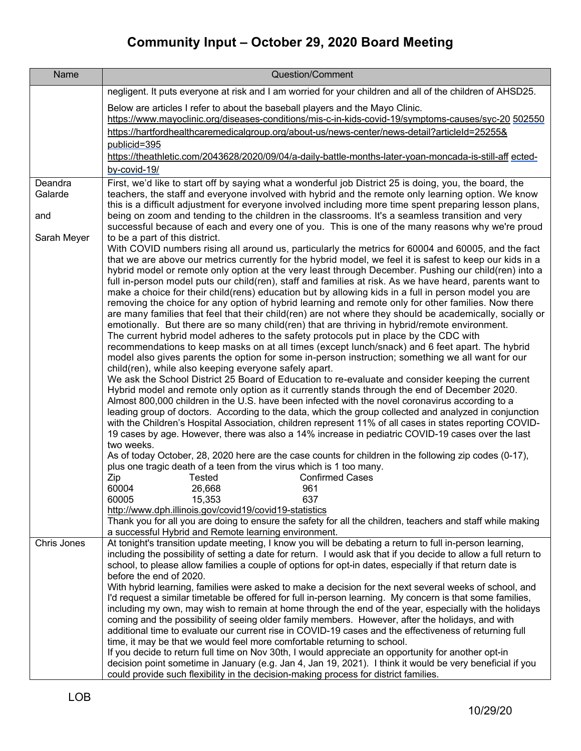# Community Input – October 29, 2020 Board Meeting

| Name | Question/Comment |
|---|---|
| | negligent. It puts everyone at risk and I am worried for your children and all of the children of AHSD25.<br><br>Below are articles I refer to about the baseball players and the Mayo Clinic.<br>https://www.mayoclinic.org/diseases-conditions/mis-c-in-kids-covid-19/symptoms-causes/syc-20 502550<br>https://hartfordhealthcaremedicalgroup.org/about-us/news-center/news-detail?articleId=25255&publicid=395<br>https://theathletic.com/2043628/2020/09/04/a-daily-battle-months-later-yoan-moncada-is-still-aff ected-by-covid-19/ |
| Deandra Galarde<br><br>and<br><br>Sarah Meyer | First, we'd like to start off by saying what a wonderful job District 25 is doing, you, the board, the teachers, the staff and everyone involved with hybrid and the remote only learning option. We know this is a difficult adjustment for everyone involved including more time spent preparing lesson plans, being on zoom and tending to the children in the classrooms. It's a seamless transition and very successful because of each and every one of you. This is one of the many reasons why we're proud to be a part of this district.<br>With COVID numbers rising all around us, particularly the metrics for 60004 and 60005, and the fact that we are above our metrics currently for the hybrid model, we feel it is safest to keep our kids in a hybrid model or remote only option at the very least through December. Pushing our child(ren) into a full in-person model puts our child(ren), staff and families at risk. As we have heard, parents want to make a choice for their child(rens) education but by allowing kids in a full in person model you are removing the choice for any option of hybrid learning and remote only for other families. Now there are many families that feel that their child(ren) are not where they should be academically, socially or emotionally. But there are so many child(ren) that are thriving in hybrid/remote environment.<br>The current hybrid model adheres to the safety protocols put in place by the CDC with recommendations to keep masks on at all times (except lunch/snack) and 6 feet apart. The hybrid model also gives parents the option for some in-person instruction; something we all want for our child(ren), while also keeping everyone safely apart.<br>We ask the School District 25 Board of Education to re-evaluate and consider keeping the current Hybrid model and remote only option as it currently stands through the end of December 2020.<br>Almost 800,000 children in the U.S. have been infected with the novel coronavirus according to a leading group of doctors. According to the data, which the group collected and analyzed in conjunction with the Children's Hospital Association, children represent 11% of all cases in states reporting COVID-19 cases by age. However, there was also a 14% increase in pediatric COVID-19 cases over the last two weeks.<br>As of today October, 28, 2020 here are the case counts for children in the following zip codes (0-17), plus one tragic death of a teen from the virus which is 1 too many.<br>Zip Tested Confirmed Cases<br>60004 26,668 961<br>60005 15,353 637<br>http://www.dph.illinois.gov/covid19/covid19-statistics<br>Thank you for all you are doing to ensure the safety for all the children, teachers and staff while making a successful Hybrid and Remote learning environment. |
| Chris Jones | At tonight's transition update meeting, I know you will be debating a return to full in-person learning, including the possibility of setting a date for return. I would ask that if you decide to allow a full return to school, to please allow families a couple of options for opt-in dates, especially if that return date is before the end of 2020.<br>With hybrid learning, families were asked to make a decision for the next several weeks of school, and I'd request a similar timetable be offered for full in-person learning. My concern is that some families, including my own, may wish to remain at home through the end of the year, especially with the holidays coming and the possibility of seeing older family members. However, after the holidays, and with additional time to evaluate our current rise in COVID-19 cases and the effectiveness of returning full time, it may be that we would feel more comfortable returning to school.<br>If you decide to return full time on Nov 30th, I would appreciate an opportunity for another opt-in decision point sometime in January (e.g. Jan 4, Jan 19, 2021). I think it would be very beneficial if you could provide such flexibility in the decision-making process for district families. |

LOB

10/29/20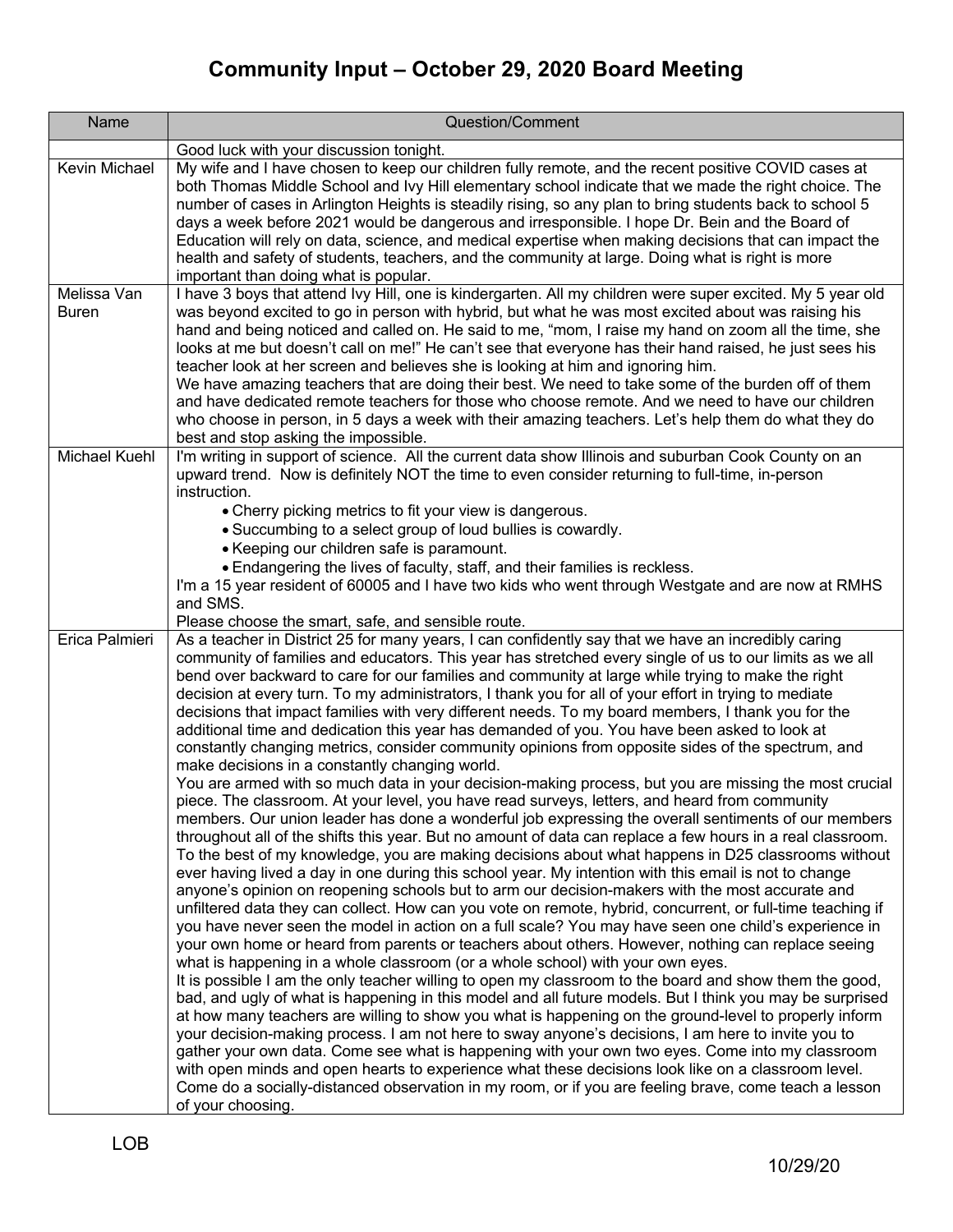# Community Input – October 29, 2020 Board Meeting

| Name | Question/Comment |
|---|---|
| | Good luck with your discussion tonight. |
| Kevin Michael | My wife and I have chosen to keep our children fully remote, and the recent positive COVID cases at both Thomas Middle School and Ivy Hill elementary school indicate that we made the right choice. The number of cases in Arlington Heights is steadily rising, so any plan to bring students back to school 5 days a week before 2021 would be dangerous and irresponsible. I hope Dr. Bein and the Board of Education will rely on data, science, and medical expertise when making decisions that can impact the health and safety of students, teachers, and the community at large. Doing what is right is more important than doing what is popular. |
| Melissa Van Buren | I have 3 boys that attend Ivy Hill, one is kindergarten. All my children were super excited. My 5 year old was beyond excited to go in person with hybrid, but what he was most excited about was raising his hand and being noticed and called on. He said to me, "mom, I raise my hand on zoom all the time, she looks at me but doesn't call on me!" He can't see that everyone has their hand raised, he just sees his teacher look at her screen and believes she is looking at him and ignoring him.<br>We have amazing teachers that are doing their best. We need to take some of the burden off of them and have dedicated remote teachers for those who choose remote. And we need to have our children who choose in person, in 5 days a week with their amazing teachers. Let's help them do what they do best and stop asking the impossible. |
| Michael Kuehl | I'm writing in support of science. All the current data show Illinois and suburban Cook County on an upward trend. Now is definitely NOT the time to even consider returning to full-time, in-person instruction.<br>• Cherry picking metrics to fit your view is dangerous.<br>• Succumbing to a select group of loud bullies is cowardly.<br>• Keeping our children safe is paramount.<br>• Endangering the lives of faculty, staff, and their families is reckless.<br>I'm a 15 year resident of 60005 and I have two kids who went through Westgate and are now at RMHS and SMS.<br>Please choose the smart, safe, and sensible route. |
| Erica Palmieri | As a teacher in District 25 for many years, I can confidently say that we have an incredibly caring community of families and educators. This year has stretched every single of us to our limits as we all bend over backward to care for our families and community at large while trying to make the right decision at every turn. To my administrators, I thank you for all of your effort in trying to mediate decisions that impact families with very different needs. To my board members, I thank you for the additional time and dedication this year has demanded of you. You have been asked to look at constantly changing metrics, consider community opinions from opposite sides of the spectrum, and make decisions in a constantly changing world.<br>You are armed with so much data in your decision-making process, but you are missing the most crucial piece. The classroom. At your level, you have read surveys, letters, and heard from community members. Our union leader has done a wonderful job expressing the overall sentiments of our members throughout all of the shifts this year. But no amount of data can replace a few hours in a real classroom. To the best of my knowledge, you are making decisions about what happens in D25 classrooms without ever having lived a day in one during this school year. My intention with this email is not to change anyone's opinion on reopening schools but to arm our decision-makers with the most accurate and unfiltered data they can collect. How can you vote on remote, hybrid, concurrent, or full-time teaching if you have never seen the model in action on a full scale? You may have seen one child's experience in your own home or heard from parents or teachers about others. However, nothing can replace seeing what is happening in a whole classroom (or a whole school) with your own eyes.<br>It is possible I am the only teacher willing to open my classroom to the board and show them the good, bad, and ugly of what is happening in this model and all future models. But I think you may be surprised at how many teachers are willing to show you what is happening on the ground-level to properly inform your decision-making process. I am not here to sway anyone's decisions, I am here to invite you to gather your own data. Come see what is happening with your own two eyes. Come into my classroom with open minds and open hearts to experience what these decisions look like on a classroom level. Come do a socially-distanced observation in my room, or if you are feeling brave, come teach a lesson of your choosing. |

LOB

10/29/20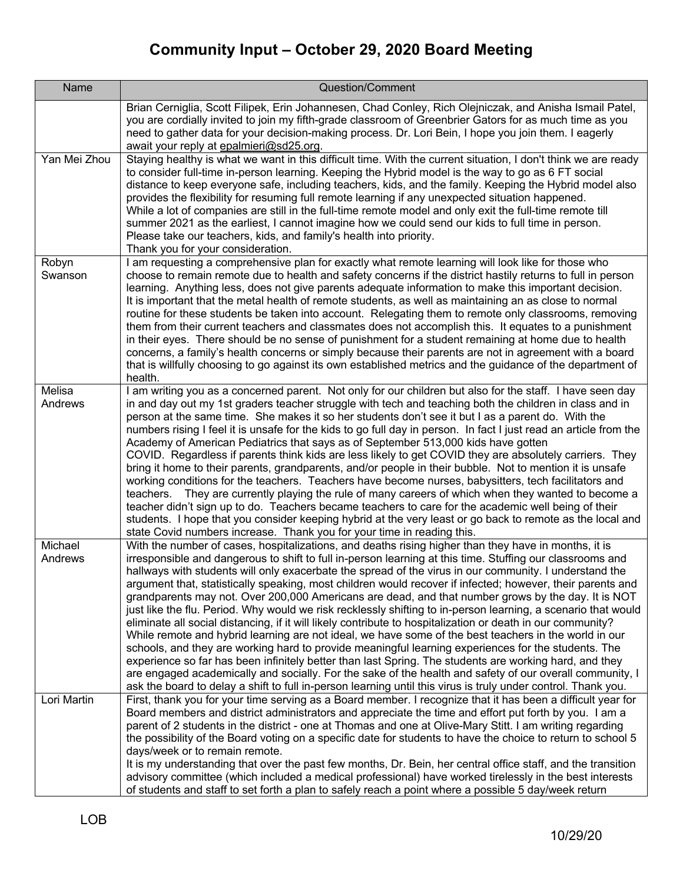# Community Input – October 29, 2020 Board Meeting

| Name | Question/Comment |
|---|---|
| | Brian Cerniglia, Scott Filipek, Erin Johannesen, Chad Conley, Rich Olejniczak, and Anisha Ismail Patel, you are cordially invited to join my fifth-grade classroom of Greenbrier Gators for as much time as you need to gather data for your decision-making process. Dr. Lori Bein, I hope you join them. I eagerly await your reply at epalmieri@sd25.org. |
| Yan Mei Zhou | Staying healthy is what we want in this difficult time. With the current situation, I don't think we are ready to consider full-time in-person learning. Keeping the Hybrid model is the way to go as 6 FT social distance to keep everyone safe, including teachers, kids, and the family. Keeping the Hybrid model also provides the flexibility for resuming full remote learning if any unexpected situation happened.<br>While a lot of companies are still in the full-time remote model and only exit the full-time remote till summer 2021 as the earliest, I cannot imagine how we could send our kids to full time in person.<br>Please take our teachers, kids, and family's health into priority.<br>Thank you for your consideration. |
| Robyn Swanson | I am requesting a comprehensive plan for exactly what remote learning will look like for those who choose to remain remote due to health and safety concerns if the district hastily returns to full in person learning. Anything less, does not give parents adequate information to make this important decision.<br>It is important that the metal health of remote students, as well as maintaining an as close to normal routine for these students be taken into account. Relegating them to remote only classrooms, removing them from their current teachers and classmates does not accomplish this. It equates to a punishment in their eyes. There should be no sense of punishment for a student remaining at home due to health concerns, a family's health concerns or simply because their parents are not in agreement with a board that is willfully choosing to go against its own established metrics and the guidance of the department of health. |
| Melisa Andrews | I am writing you as a concerned parent. Not only for our children but also for the staff. I have seen day in and day out my 1st graders teacher struggle with tech and teaching both the children in class and in person at the same time. She makes it so her students don't see it but I as a parent do. With the numbers rising I feel it is unsafe for the kids to go full day in person. In fact I just read an article from the Academy of American Pediatrics that says as of September 513,000 kids have gotten COVID. Regardless if parents think kids are less likely to get COVID they are absolutely carriers. They bring it home to their parents, grandparents, and/or people in their bubble. Not to mention it is unsafe working conditions for the teachers. Teachers have become nurses, babysitters, tech facilitators and teachers. They are currently playing the rule of many careers of which when they wanted to become a teacher didn't sign up to do. Teachers became teachers to care for the academic well being of their students. I hope that you consider keeping hybrid at the very least or go back to remote as the local and state Covid numbers increase. Thank you for your time in reading this. |
| Michael Andrews | With the number of cases, hospitalizations, and deaths rising higher than they have in months, it is irresponsible and dangerous to shift to full in-person learning at this time. Stuffing our classrooms and hallways with students will only exacerbate the spread of the virus in our community. I understand the argument that, statistically speaking, most children would recover if infected; however, their parents and grandparents may not. Over 200,000 Americans are dead, and that number grows by the day. It is NOT just like the flu. Period. Why would we risk recklessly shifting to in-person learning, a scenario that would eliminate all social distancing, if it will likely contribute to hospitalization or death in our community? While remote and hybrid learning are not ideal, we have some of the best teachers in the world in our schools, and they are working hard to provide meaningful learning experiences for the students. The experience so far has been infinitely better than last Spring. The students are working hard, and they are engaged academically and socially. For the sake of the health and safety of our overall community, I ask the board to delay a shift to full in-person learning until this virus is truly under control. Thank you. |
| Lori Martin | First, thank you for your time serving as a Board member. I recognize that it has been a difficult year for Board members and district administrators and appreciate the time and effort put forth by you. I am a parent of 2 students in the district - one at Thomas and one at Olive-Mary Stitt. I am writing regarding the possibility of the Board voting on a specific date for students to have the choice to return to school 5 days/week or to remain remote.<br>It is my understanding that over the past few months, Dr. Bein, her central office staff, and the transition advisory committee (which included a medical professional) have worked tirelessly in the best interests of students and staff to set forth a plan to safely reach a point where a possible 5 day/week return |

LOB

10/29/20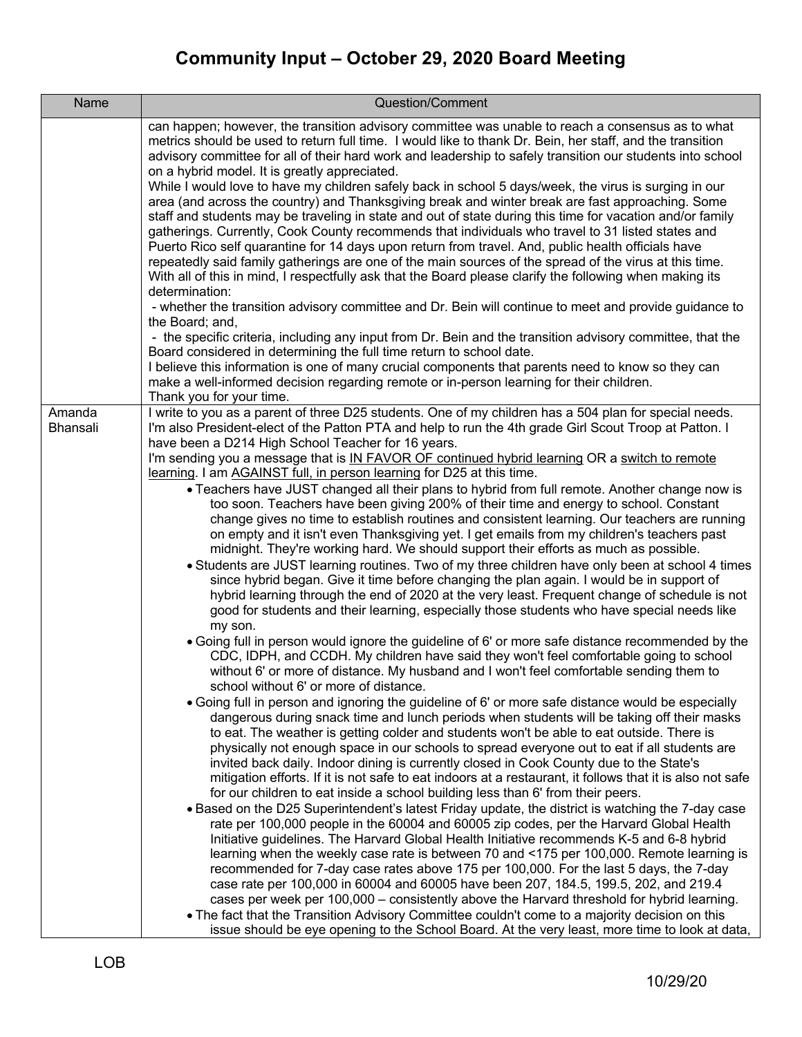# Community Input – October 29, 2020 Board Meeting

| Name | Question/Comment |
|---|---|
| | can happen; however, the transition advisory committee was unable to reach a consensus as to what metrics should be used to return full time. I would like to thank Dr. Bein, her staff, and the transition advisory committee for all of their hard work and leadership to safely transition our students into school on a hybrid model. It is greatly appreciated.<br>While I would love to have my children safely back in school 5 days/week, the virus is surging in our area (and across the country) and Thanksgiving break and winter break are fast approaching. Some staff and students may be traveling in state and out of state during this time for vacation and/or family gatherings. Currently, Cook County recommends that individuals who travel to 31 listed states and Puerto Rico self quarantine for 14 days upon return from travel. And, public health officials have repeatedly said family gatherings are one of the main sources of the spread of the virus at this time. With all of this in mind, I respectfully ask that the Board please clarify the following when making its determination:<br>- whether the transition advisory committee and Dr. Bein will continue to meet and provide guidance to the Board; and,<br>- the specific criteria, including any input from Dr. Bein and the transition advisory committee, that the Board considered in determining the full time return to school date.<br>I believe this information is one of many crucial components that parents need to know so they can make a well-informed decision regarding remote or in-person learning for their children.<br>Thank you for your time. |
| Amanda Bhansali | I write to you as a parent of three D25 students. One of my children has a 504 plan for special needs. I'm also President-elect of the Patton PTA and help to run the 4th grade Girl Scout Troop at Patton. I have been a D214 High School Teacher for 16 years.<br>I'm sending you a message that is <u>IN FAVOR OF continued hybrid learning</u> OR a <u>switch to remote learning</u>. I am <u>AGAINST full, in person learning</u> for D25 at this time.<br>• Teachers have JUST changed all their plans to hybrid from full remote. Another change now is too soon. Teachers have been giving 200% of their time and energy to school. Constant change gives no time to establish routines and consistent learning. Our teachers are running on empty and it isn't even Thanksgiving yet. I get emails from my children's teachers past midnight. They're working hard. We should support their efforts as much as possible.<br>• Students are JUST learning routines. Two of my three children have only been at school 4 times since hybrid began. Give it time before changing the plan again. I would be in support of hybrid learning through the end of 2020 at the very least. Frequent change of schedule is not good for students and their learning, especially those students who have special needs like my son.<br>• Going full in person would ignore the guideline of 6' or more safe distance recommended by the CDC, IDPH, and CCDH. My children have said they won't feel comfortable going to school without 6' or more of distance. My husband and I won't feel comfortable sending them to school without 6' or more of distance.<br>• Going full in person and ignoring the guideline of 6' or more safe distance would be especially dangerous during snack time and lunch periods when students will be taking off their masks to eat. The weather is getting colder and students won't be able to eat outside. There is physically not enough space in our schools to spread everyone out to eat if all students are invited back daily. Indoor dining is currently closed in Cook County due to the State's mitigation efforts. If it is not safe to eat indoors at a restaurant, it follows that it is also not safe for our children to eat inside a school building less than 6' from their peers.<br>• Based on the D25 Superintendent's latest Friday update, the district is watching the 7-day case rate per 100,000 people in the 60004 and 60005 zip codes, per the Harvard Global Health Initiative guidelines. The Harvard Global Health Initiative recommends K-5 and 6-8 hybrid learning when the weekly case rate is between 70 and <175 per 100,000. Remote learning is recommended for 7-day case rates above 175 per 100,000. For the last 5 days, the 7-day case rate per 100,000 in 60004 and 60005 have been 207, 184.5, 199.5, 202, and 219.4 cases per week per 100,000 – consistently above the Harvard threshold for hybrid learning.<br>• The fact that the Transition Advisory Committee couldn't come to a majority decision on this issue should be eye opening to the School Board. At the very least, more time to look at data, |

LOB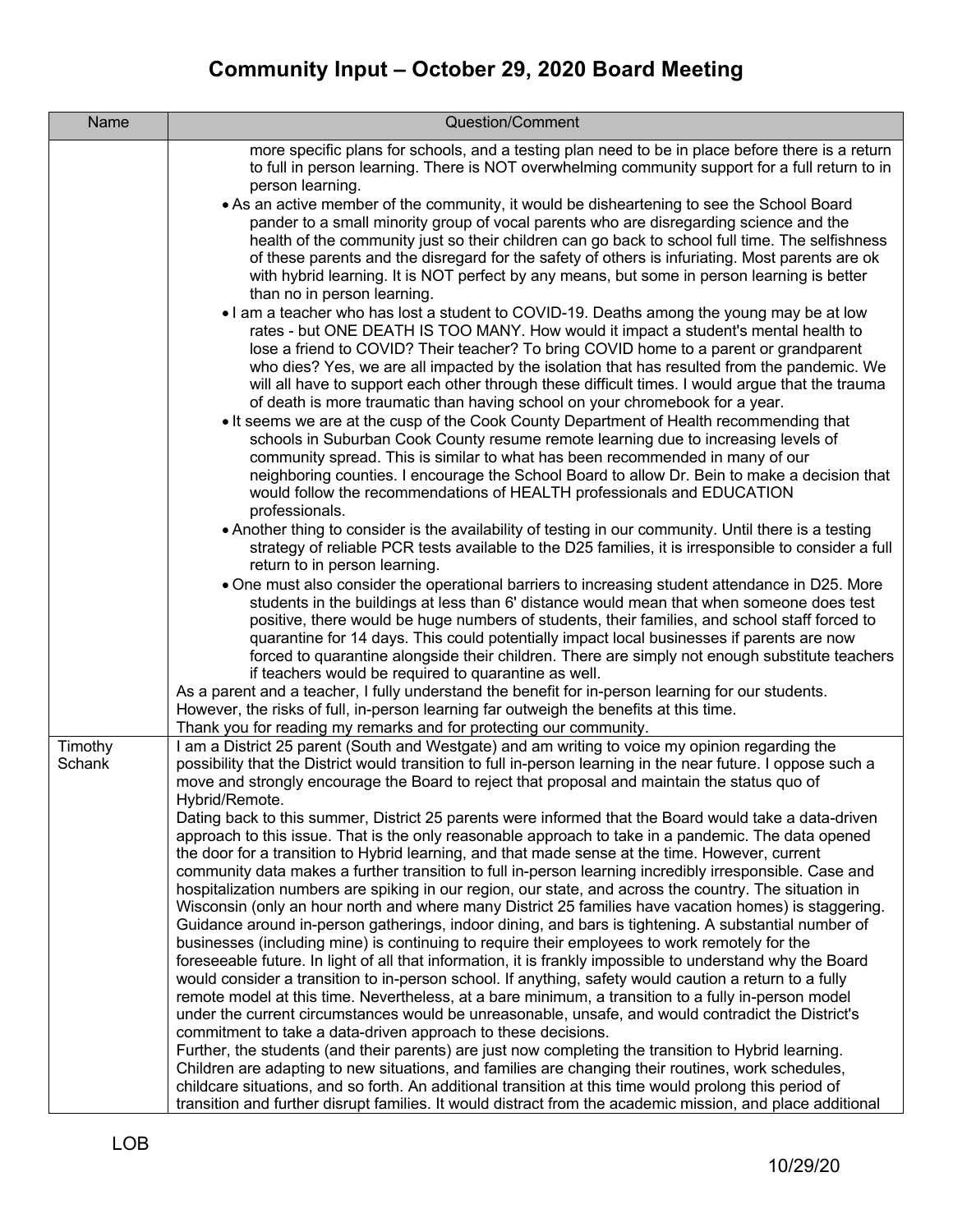# Community Input – October 29, 2020 Board Meeting

| Name | Question/Comment |
| --- | --- |
| | more specific plans for schools, and a testing plan need to be in place before there is a return to full in person learning. There is NOT overwhelming community support for a full return to in person learning.<br>• As an active member of the community, it would be disheartening to see the School Board pander to a small minority group of vocal parents who are disregarding science and the health of the community just so their children can go back to school full time. The selfishness of these parents and the disregard for the safety of others is infuriating. Most parents are ok with hybrid learning. It is NOT perfect by any means, but some in person learning is better than no in person learning.<br>• I am a teacher who has lost a student to COVID-19. Deaths among the young may be at low rates - but ONE DEATH IS TOO MANY. How would it impact a student's mental health to lose a friend to COVID? Their teacher? To bring COVID home to a parent or grandparent who dies? Yes, we are all impacted by the isolation that has resulted from the pandemic. We will all have to support each other through these difficult times. I would argue that the trauma of death is more traumatic than having school on your chromebook for a year.<br>• It seems we are at the cusp of the Cook County Department of Health recommending that schools in Suburban Cook County resume remote learning due to increasing levels of community spread. This is similar to what has been recommended in many of our neighboring counties. I encourage the School Board to allow Dr. Bein to make a decision that would follow the recommendations of HEALTH professionals and EDUCATION professionals.<br>• Another thing to consider is the availability of testing in our community. Until there is a testing strategy of reliable PCR tests available to the D25 families, it is irresponsible to consider a full return to in person learning.<br>• One must also consider the operational barriers to increasing student attendance in D25. More students in the buildings at less than 6' distance would mean that when someone does test positive, there would be huge numbers of students, their families, and school staff forced to quarantine for 14 days. This could potentially impact local businesses if parents are now forced to quarantine alongside their children. There are simply not enough substitute teachers if teachers would be required to quarantine as well.<br>As a parent and a teacher, I fully understand the benefit for in-person learning for our students. However, the risks of full, in-person learning far outweigh the benefits at this time.<br>Thank you for reading my remarks and for protecting our community. |
| Timothy Schank | I am a District 25 parent (South and Westgate) and am writing to voice my opinion regarding the possibility that the District would transition to full in-person learning in the near future. I oppose such a move and strongly encourage the Board to reject that proposal and maintain the status quo of Hybrid/Remote.<br>Dating back to this summer, District 25 parents were informed that the Board would take a data-driven approach to this issue. That is the only reasonable approach to take in a pandemic. The data opened the door for a transition to Hybrid learning, and that made sense at the time. However, current community data makes a further transition to full in-person learning incredibly irresponsible. Case and hospitalization numbers are spiking in our region, our state, and across the country. The situation in Wisconsin (only an hour north and where many District 25 families have vacation homes) is staggering. Guidance around in-person gatherings, indoor dining, and bars is tightening. A substantial number of businesses (including mine) is continuing to require their employees to work remotely for the foreseeable future. In light of all that information, it is frankly impossible to understand why the Board would consider a transition to in-person school. If anything, safety would caution a return to a fully remote model at this time. Nevertheless, at a bare minimum, a transition to a fully in-person model under the current circumstances would be unreasonable, unsafe, and would contradict the District's commitment to take a data-driven approach to these decisions.<br>Further, the students (and their parents) are just now completing the transition to Hybrid learning. Children are adapting to new situations, and families are changing their routines, work schedules, childcare situations, and so forth. An additional transition at this time would prolong this period of transition and further disrupt families. It would distract from the academic mission, and place additional |

LOB

10/29/20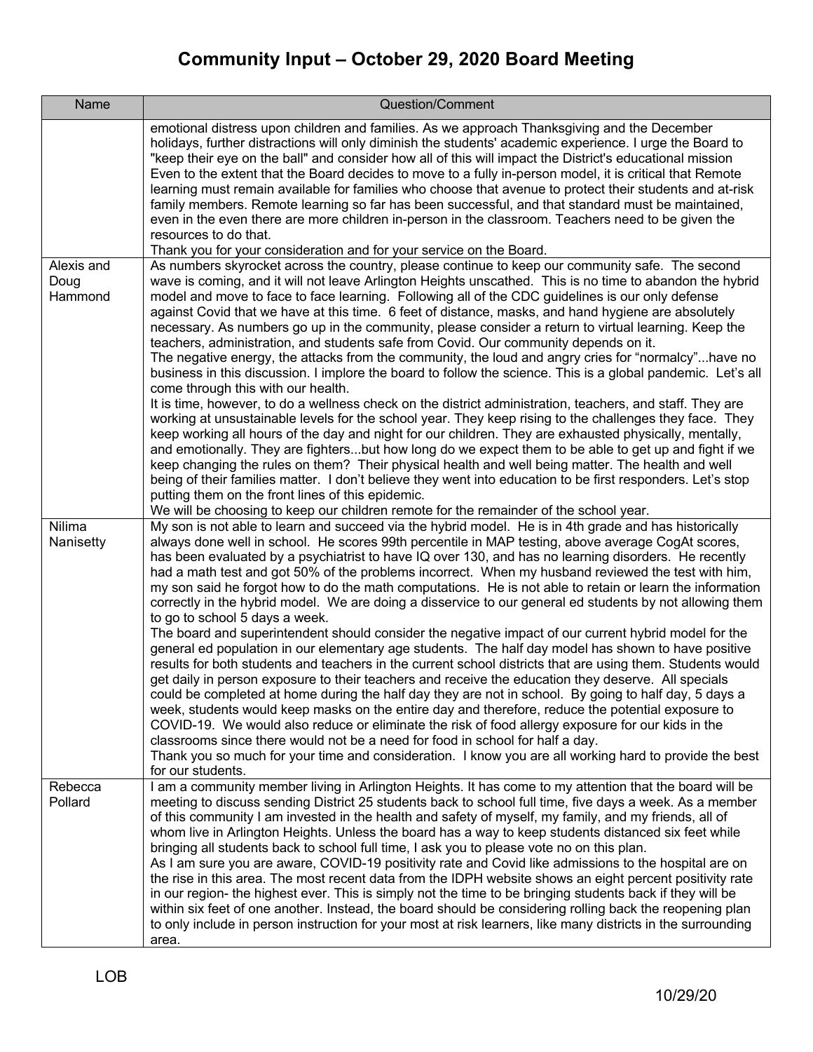# Community Input – October 29, 2020 Board Meeting

| Name | Question/Comment |
|---|---|
| | emotional distress upon children and families. As we approach Thanksgiving and the December holidays, further distractions will only diminish the students' academic experience. I urge the Board to "keep their eye on the ball" and consider how all of this will impact the District's educational mission Even to the extent that the Board decides to move to a fully in-person model, it is critical that Remote learning must remain available for families who choose that avenue to protect their students and at-risk family members. Remote learning so far has been successful, and that standard must be maintained, even in the even there are more children in-person in the classroom. Teachers need to be given the resources to do that.<br>Thank you for your consideration and for your service on the Board. |
| Alexis and Doug Hammond | As numbers skyrocket across the country, please continue to keep our community safe. The second wave is coming, and it will not leave Arlington Heights unscathed. This is no time to abandon the hybrid model and move to face to face learning. Following all of the CDC guidelines is our only defense against Covid that we have at this time. 6 feet of distance, masks, and hand hygiene are absolutely necessary. As numbers go up in the community, please consider a return to virtual learning. Keep the teachers, administration, and students safe from Covid. Our community depends on it.<br>The negative energy, the attacks from the community, the loud and angry cries for "normalcy"...have no business in this discussion. I implore the board to follow the science. This is a global pandemic. Let's all come through this with our health.<br>It is time, however, to do a wellness check on the district administration, teachers, and staff. They are working at unsustainable levels for the school year. They keep rising to the challenges they face. They keep working all hours of the day and night for our children. They are exhausted physically, mentally, and emotionally. They are fighters...but how long do we expect them to be able to get up and fight if we keep changing the rules on them? Their physical health and well being matter. The health and well being of their families matter. I don't believe they went into education to be first responders. Let's stop putting them on the front lines of this epidemic.<br>We will be choosing to keep our children remote for the remainder of the school year. |
| Nilima Nanisetty | My son is not able to learn and succeed via the hybrid model. He is in 4th grade and has historically always done well in school. He scores 99th percentile in MAP testing, above average CogAt scores, has been evaluated by a psychiatrist to have IQ over 130, and has no learning disorders. He recently had a math test and got 50% of the problems incorrect. When my husband reviewed the test with him, my son said he forgot how to do the math computations. He is not able to retain or learn the information correctly in the hybrid model. We are doing a disservice to our general ed students by not allowing them to go to school 5 days a week.<br>The board and superintendent should consider the negative impact of our current hybrid model for the general ed population in our elementary age students. The half day model has shown to have positive results for both students and teachers in the current school districts that are using them. Students would get daily in person exposure to their teachers and receive the education they deserve. All specials could be completed at home during the half day they are not in school. By going to half day, 5 days a week, students would keep masks on the entire day and therefore, reduce the potential exposure to COVID-19. We would also reduce or eliminate the risk of food allergy exposure for our kids in the classrooms since there would not be a need for food in school for half a day.<br>Thank you so much for your time and consideration. I know you are all working hard to provide the best for our students. |
| Rebecca Pollard | I am a community member living in Arlington Heights. It has come to my attention that the board will be meeting to discuss sending District 25 students back to school full time, five days a week. As a member of this community I am invested in the health and safety of myself, my family, and my friends, all of whom live in Arlington Heights. Unless the board has a way to keep students distanced six feet while bringing all students back to school full time, I ask you to please vote no on this plan.<br>As I am sure you are aware, COVID-19 positivity rate and Covid like admissions to the hospital are on the rise in this area. The most recent data from the IDPH website shows an eight percent positivity rate in our region- the highest ever. This is simply not the time to be bringing students back if they will be within six feet of one another. Instead, the board should be considering rolling back the reopening plan to only include in person instruction for your most at risk learners, like many districts in the surrounding area. |

LOB

10/29/20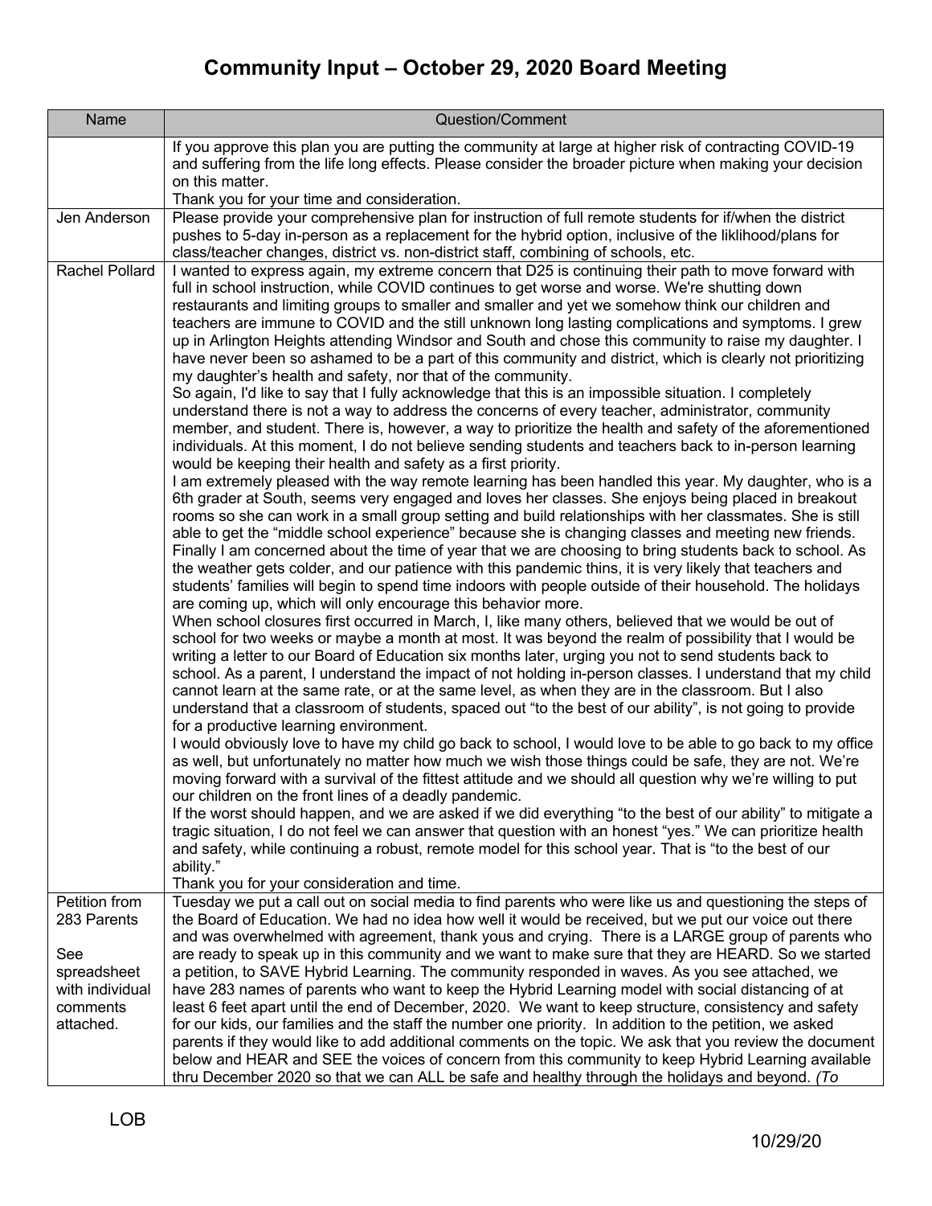# Community Input – October 29, 2020 Board Meeting

| Name | Question/Comment |
|---|---|
| | If you approve this plan you are putting the community at large at higher risk of contracting COVID-19 and suffering from the life long effects. Please consider the broader picture when making your decision on this matter.<br>Thank you for your time and consideration. |
| Jen Anderson | Please provide your comprehensive plan for instruction of full remote students for if/when the district pushes to 5-day in-person as a replacement for the hybrid option, inclusive of the liklihood/plans for class/teacher changes, district vs. non-district staff, combining of schools, etc. |
| Rachel Pollard | I wanted to express again, my extreme concern that D25 is continuing their path to move forward with full in school instruction, while COVID continues to get worse and worse. We're shutting down restaurants and limiting groups to smaller and smaller and yet we somehow think our children and teachers are immune to COVID and the still unknown long lasting complications and symptoms. I grew up in Arlington Heights attending Windsor and South and chose this community to raise my daughter. I have never been so ashamed to be a part of this community and district, which is clearly not prioritizing my daughter's health and safety, nor that of the community.<br>So again, I'd like to say that I fully acknowledge that this is an impossible situation. I completely understand there is not a way to address the concerns of every teacher, administrator, community member, and student. There is, however, a way to prioritize the health and safety of the aforementioned individuals. At this moment, I do not believe sending students and teachers back to in-person learning would be keeping their health and safety as a first priority.<br>I am extremely pleased with the way remote learning has been handled this year. My daughter, who is a 6th grader at South, seems very engaged and loves her classes. She enjoys being placed in breakout rooms so she can work in a small group setting and build relationships with her classmates. She is still able to get the "middle school experience" because she is changing classes and meeting new friends.<br>Finally I am concerned about the time of year that we are choosing to bring students back to school. As the weather gets colder, and our patience with this pandemic thins, it is very likely that teachers and students' families will begin to spend time indoors with people outside of their household. The holidays are coming up, which will only encourage this behavior more.<br>When school closures first occurred in March, I, like many others, believed that we would be out of school for two weeks or maybe a month at most. It was beyond the realm of possibility that I would be writing a letter to our Board of Education six months later, urging you not to send students back to school. As a parent, I understand the impact of not holding in-person classes. I understand that my child cannot learn at the same rate, or at the same level, as when they are in the classroom. But I also understand that a classroom of students, spaced out "to the best of our ability", is not going to provide for a productive learning environment.<br>I would obviously love to have my child go back to school, I would love to be able to go back to my office as well, but unfortunately no matter how much we wish those things could be safe, they are not. We're moving forward with a survival of the fittest attitude and we should all question why we're willing to put our children on the front lines of a deadly pandemic.<br>If the worst should happen, and we are asked if we did everything "to the best of our ability" to mitigate a tragic situation, I do not feel we can answer that question with an honest "yes." We can prioritize health and safety, while continuing a robust, remote model for this school year. That is "to the best of our ability."<br>Thank you for your consideration and time. |
| Petition from 283 Parents<br><br>See spreadsheet with individual comments attached. | Tuesday we put a call out on social media to find parents who were like us and questioning the steps of the Board of Education. We had no idea how well it would be received, but we put our voice out there and was overwhelmed with agreement, thank yous and crying. There is a LARGE group of parents who are ready to speak up in this community and we want to make sure that they are HEARD. So we started a petition, to SAVE Hybrid Learning. The community responded in waves. As you see attached, we have 283 names of parents who want to keep the Hybrid Learning model with social distancing of at least 6 feet apart until the end of December, 2020. We want to keep structure, consistency and safety for our kids, our families and the staff the number one priority. In addition to the petition, we asked parents if they would like to add additional comments on the topic. We ask that you review the document below and HEAR and SEE the voices of concern from this community to keep Hybrid Learning available thru December 2020 so that we can ALL be safe and healthy through the holidays and beyond. *(To* |

LOB

10/29/20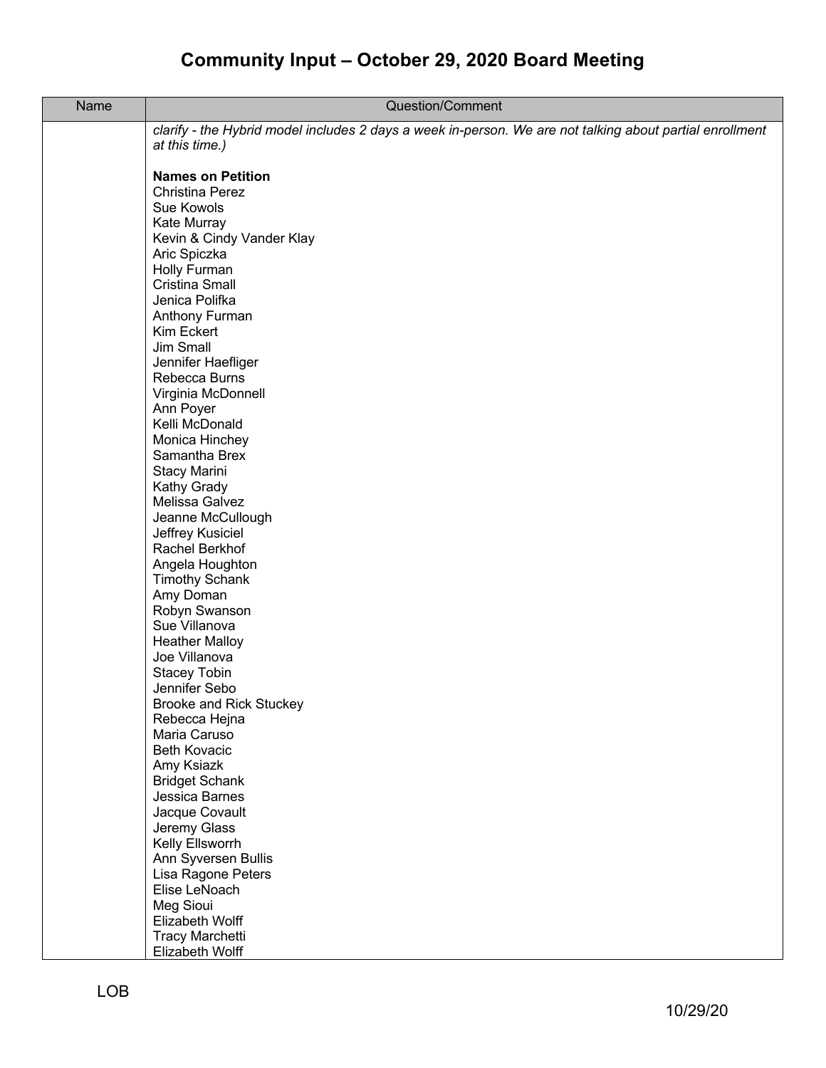# Community Input – October 29, 2020 Board Meeting

| Name | Question/Comment |
| --- | --- |
| | *clarify - the Hybrid model includes 2 days a week in-person. We are not talking about partial enrollment at this time.)*<br><br>**Names on Petition**<br>Christina Perez<br>Sue Kowols<br>Kate Murray<br>Kevin & Cindy Vander Klay<br>Aric Spiczka<br>Holly Furman<br>Cristina Small<br>Jenica Polifka<br>Anthony Furman<br>Kim Eckert<br>Jim Small<br>Jennifer Haefliger<br>Rebecca Burns<br>Virginia McDonnell<br>Ann Poyer<br>Kelli McDonald<br>Monica Hinchey<br>Samantha Brex<br>Stacy Marini<br>Kathy Grady<br>Melissa Galvez<br>Jeanne McCullough<br>Jeffrey Kusiciel<br>Rachel Berkhof<br>Angela Houghton<br>Timothy Schank<br>Amy Doman<br>Robyn Swanson<br>Sue Villanova<br>Heather Malloy<br>Joe Villanova<br>Stacey Tobin<br>Jennifer Sebo<br>Brooke and Rick Stuckey<br>Rebecca Hejna<br>Maria Caruso<br>Beth Kovacic<br>Amy Ksiazk<br>Bridget Schank<br>Jessica Barnes<br>Jacque Covault<br>Jeremy Glass<br>Kelly Ellsworrh<br>Ann Syversen Bullis<br>Lisa Ragone Peters<br>Elise LeNoach<br>Meg Sioui<br>Elizabeth Wolff<br>Tracy Marchetti<br>Elizabeth Wolff |

LOB

10/29/20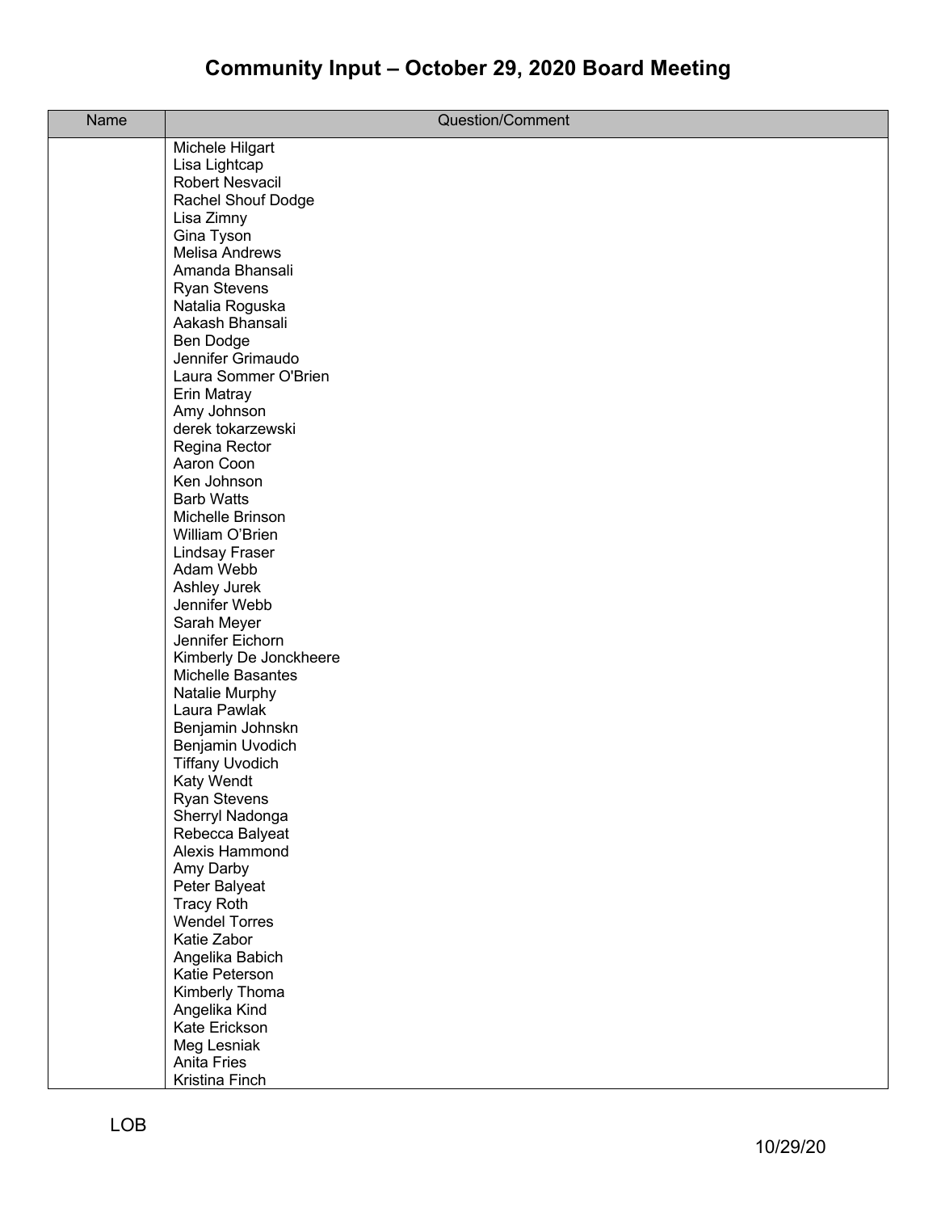# Community Input – October 29, 2020 Board Meeting

| Name | Question/Comment |
|---|---|
| | Michele Hilgart<br>Lisa Lightcap<br>Robert Nesvacil<br>Rachel Shouf Dodge<br>Lisa Zimny<br>Gina Tyson<br>Melisa Andrews<br>Amanda Bhansali<br>Ryan Stevens<br>Natalia Roguska<br>Aakash Bhansali<br>Ben Dodge<br>Jennifer Grimaudo<br>Laura Sommer O'Brien<br>Erin Matray<br>Amy Johnson<br>derek tokarzewski<br>Regina Rector<br>Aaron Coon<br>Ken Johnson<br>Barb Watts<br>Michelle Brinson<br>William O'Brien<br>Lindsay Fraser<br>Adam Webb<br>Ashley Jurek<br>Jennifer Webb<br>Sarah Meyer<br>Jennifer Eichorn<br>Kimberly De Jonckheere<br>Michelle Basantes<br>Natalie Murphy<br>Laura Pawlak<br>Benjamin Johnskn<br>Benjamin Uvodich<br>Tiffany Uvodich<br>Katy Wendt<br>Ryan Stevens<br>Sherryl Nadonga<br>Rebecca Balyeat<br>Alexis Hammond<br>Amy Darby<br>Peter Balyeat<br>Tracy Roth<br>Wendel Torres<br>Katie Zabor<br>Angelika Babich<br>Katie Peterson<br>Kimberly Thoma<br>Angelika Kind<br>Kate Erickson<br>Meg Lesniak<br>Anita Fries<br>Kristina Finch |

LOB

10/29/20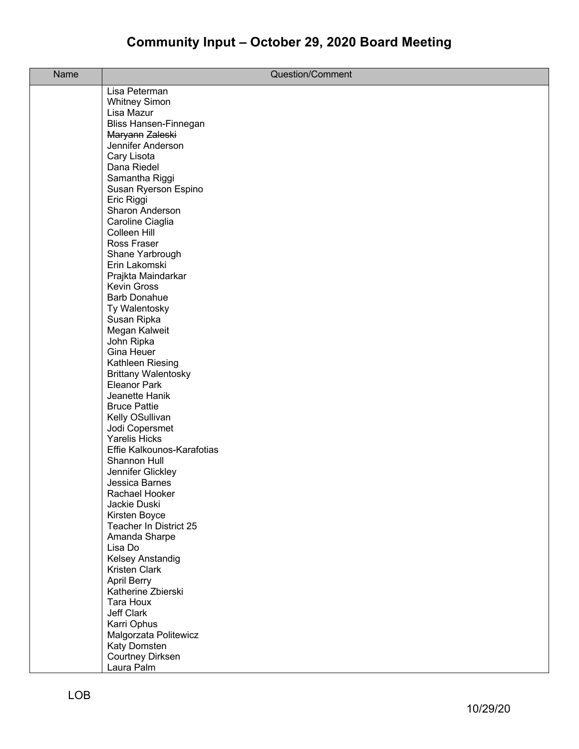# Community Input – October 29, 2020 Board Meeting

| Name | Question/Comment |
| --- | --- |
| | Lisa Peterman<br>Whitney Simon<br>Lisa Mazur<br>Bliss Hansen-Finnegan<br>~~Maryann Zaleski~~<br>Jennifer Anderson<br>Cary Lisota<br>Dana Riedel<br>Samantha Riggi<br>Susan Ryerson Espino<br>Eric Riggi<br>Sharon Anderson<br>Caroline Ciaglia<br>Colleen Hill<br>Ross Fraser<br>Shane Yarbrough<br>Erin Lakomski<br>Prajkta Maindarkar<br>Kevin Gross<br>Barb Donahue<br>Ty Walentosky<br>Susan Ripka<br>Megan Kalweit<br>John Ripka<br>Gina Heuer<br>Kathleen Riesing<br>Brittany Walentosky<br>Eleanor Park<br>Jeanette Hanik<br>Bruce Pattie<br>Kelly OSullivan<br>Jodi Copersmet<br>Yarelis Hicks<br>Effie Kalkounos-Karafotias<br>Shannon Hull<br>Jennifer Glickley<br>Jessica Barnes<br>Rachael Hooker<br>Jackie Duski<br>Kirsten Boyce<br>Teacher In District 25<br>Amanda Sharpe<br>Lisa Do<br>Kelsey Anstandig<br>Kristen Clark<br>April Berry<br>Katherine Zbierski<br>Tara Houx<br>Jeff Clark<br>Karri Ophus<br>Malgorzata Politewicz<br>Katy Domsten<br>Courtney Dirksen<br>Laura Palm |

LOB

10/29/20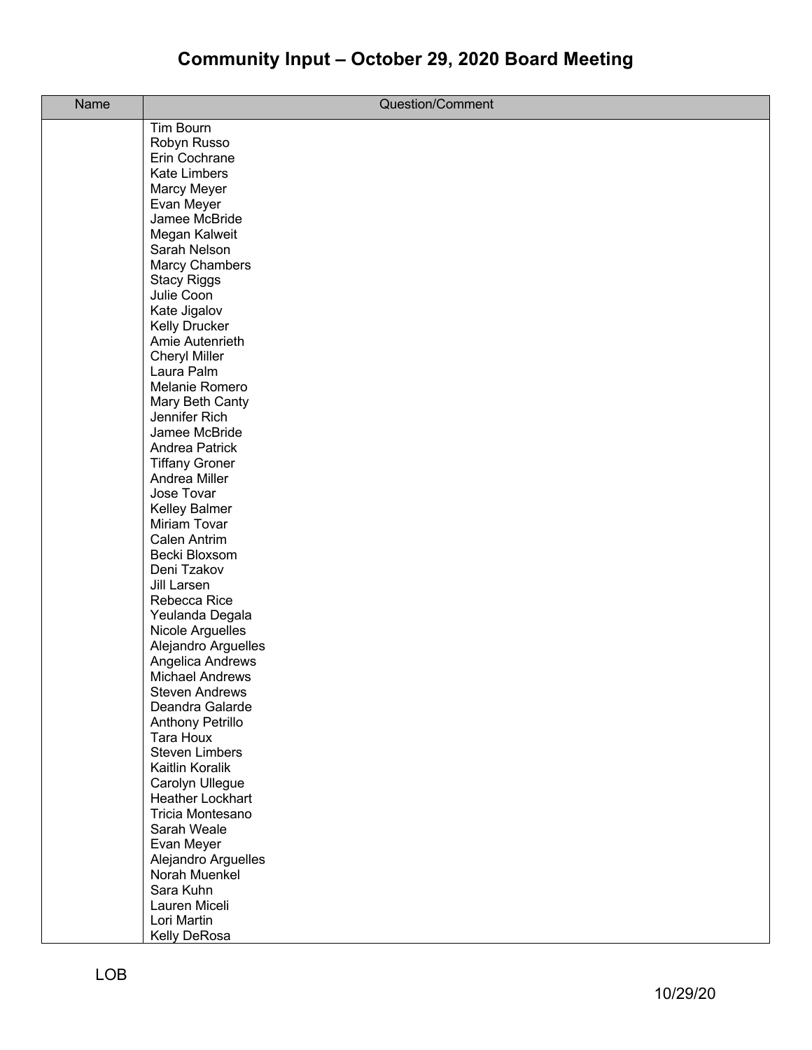# Community Input – October 29, 2020 Board Meeting

| Name | Question/Comment |
|---|---|
| | Tim Bourn<br>Robyn Russo<br>Erin Cochrane<br>Kate Limbers<br>Marcy Meyer<br>Evan Meyer<br>Jamee McBride<br>Megan Kalweit<br>Sarah Nelson<br>Marcy Chambers<br>Stacy Riggs<br>Julie Coon<br>Kate Jigalov<br>Kelly Drucker<br>Amie Autenrieth<br>Cheryl Miller<br>Laura Palm<br>Melanie Romero<br>Mary Beth Canty<br>Jennifer Rich<br>Jamee McBride<br>Andrea Patrick<br>Tiffany Groner<br>Andrea Miller<br>Jose Tovar<br>Kelley Balmer<br>Miriam Tovar<br>Calen Antrim<br>Becki Bloxsom<br>Deni Tzakov<br>Jill Larsen<br>Rebecca Rice<br>Yeulanda Degala<br>Nicole Arguelles<br>Alejandro Arguelles<br>Angelica Andrews<br>Michael Andrews<br>Steven Andrews<br>Deandra Galarde<br>Anthony Petrillo<br>Tara Houx<br>Steven Limbers<br>Kaitlin Koralik<br>Carolyn Ullegue<br>Heather Lockhart<br>Tricia Montesano<br>Sarah Weale<br>Evan Meyer<br>Alejandro Arguelles<br>Norah Muenkel<br>Sara Kuhn<br>Lauren Miceli<br>Lori Martin<br>Kelly DeRosa |

LOB

10/29/20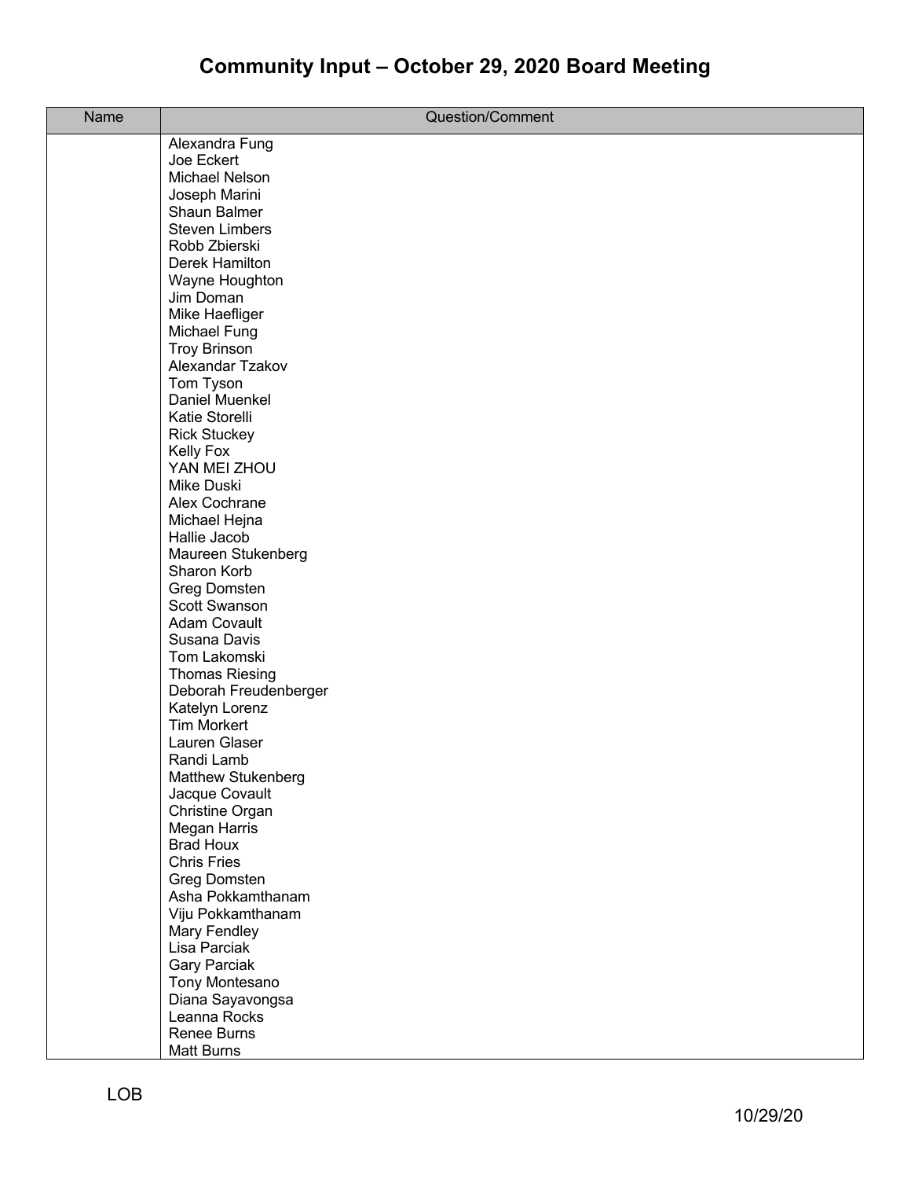# Community Input – October 29, 2020 Board Meeting

| Name | Question/Comment |
| --- | --- |
| | Alexandra Fung<br>Joe Eckert<br>Michael Nelson<br>Joseph Marini<br>Shaun Balmer<br>Steven Limbers<br>Robb Zbierski<br>Derek Hamilton<br>Wayne Houghton<br>Jim Doman<br>Mike Haefliger<br>Michael Fung<br>Troy Brinson<br>Alexandar Tzakov<br>Tom Tyson<br>Daniel Muenkel<br>Katie Storelli<br>Rick Stuckey<br>Kelly Fox<br>YAN MEI ZHOU<br>Mike Duski<br>Alex Cochrane<br>Michael Hejna<br>Hallie Jacob<br>Maureen Stukenberg<br>Sharon Korb<br>Greg Domsten<br>Scott Swanson<br>Adam Covault<br>Susana Davis<br>Tom Lakomski<br>Thomas Riesing<br>Deborah Freudenberger<br>Katelyn Lorenz<br>Tim Morkert<br>Lauren Glaser<br>Randi Lamb<br>Matthew Stukenberg<br>Jacque Covault<br>Christine Organ<br>Megan Harris<br>Brad Houx<br>Chris Fries<br>Greg Domsten<br>Asha Pokkamthanam<br>Viju Pokkamthanam<br>Mary Fendley<br>Lisa Parciak<br>Gary Parciak<br>Tony Montesano<br>Diana Sayavongsa<br>Leanna Rocks<br>Renee Burns<br>Matt Burns |

LOB

10/29/20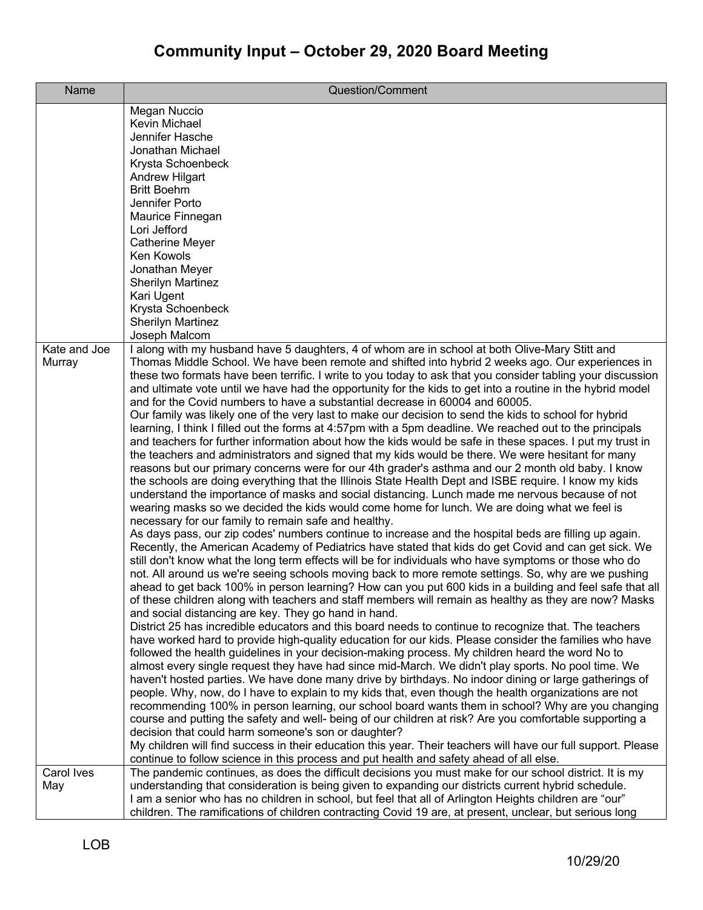# Community Input – October 29, 2020 Board Meeting

| Name | Question/Comment |
| --- | --- |
| | Megan Nuccio<br>Kevin Michael<br>Jennifer Hasche<br>Jonathan Michael<br>Krysta Schoenbeck<br>Andrew Hilgart<br>Britt Boehm<br>Jennifer Porto<br>Maurice Finnegan<br>Lori Jefford<br>Catherine Meyer<br>Ken Kowols<br>Jonathan Meyer<br>Sherilyn Martinez<br>Kari Ugent<br>Krysta Schoenbeck<br>Sherilyn Martinez<br>Joseph Malcom |
| Kate and Joe Murray | I along with my husband have 5 daughters, 4 of whom are in school at both Olive-Mary Stitt and Thomas Middle School. We have been remote and shifted into hybrid 2 weeks ago. Our experiences in these two formats have been terrific. I write to you today to ask that you consider tabling your discussion and ultimate vote until we have had the opportunity for the kids to get into a routine in the hybrid model and for the Covid numbers to have a substantial decrease in 60004 and 60005.<br>Our family was likely one of the very last to make our decision to send the kids to school for hybrid learning, I think I filled out the forms at 4:57pm with a 5pm deadline. We reached out to the principals and teachers for further information about how the kids would be safe in these spaces. I put my trust in the teachers and administrators and signed that my kids would be there. We were hesitant for many reasons but our primary concerns were for our 4th grader's asthma and our 2 month old baby. I know the schools are doing everything that the Illinois State Health Dept and ISBE require. I know my kids understand the importance of masks and social distancing. Lunch made me nervous because of not wearing masks so we decided the kids would come home for lunch. We are doing what we feel is necessary for our family to remain safe and healthy.<br>As days pass, our zip codes' numbers continue to increase and the hospital beds are filling up again. Recently, the American Academy of Pediatrics have stated that kids do get Covid and can get sick. We still don't know what the long term effects will be for individuals who have symptoms or those who do not. All around us we're seeing schools moving back to more remote settings. So, why are we pushing ahead to get back 100% in person learning? How can you put 600 kids in a building and feel safe that all of these children along with teachers and staff members will remain as healthy as they are now? Masks and social distancing are key. They go hand in hand.<br>District 25 has incredible educators and this board needs to continue to recognize that. The teachers have worked hard to provide high-quality education for our kids. Please consider the families who have followed the health guidelines in your decision-making process. My children heard the word No to almost every single request they have had since mid-March. We didn't play sports. No pool time. We haven't hosted parties. We have done many drive by birthdays. No indoor dining or large gatherings of people. Why, now, do I have to explain to my kids that, even though the health organizations are not recommending 100% in person learning, our school board wants them in school? Why are you changing course and putting the safety and well- being of our children at risk? Are you comfortable supporting a decision that could harm someone's son or daughter?<br>My children will find success in their education this year. Their teachers will have our full support. Please continue to follow science in this process and put health and safety ahead of all else. |
| Carol Ives May | The pandemic continues, as does the difficult decisions you must make for our school district. It is my understanding that consideration is being given to expanding our districts current hybrid schedule.<br>I am a senior who has no children in school, but feel that all of Arlington Heights children are “our” children. The ramifications of children contracting Covid 19 are, at present, unclear, but serious long |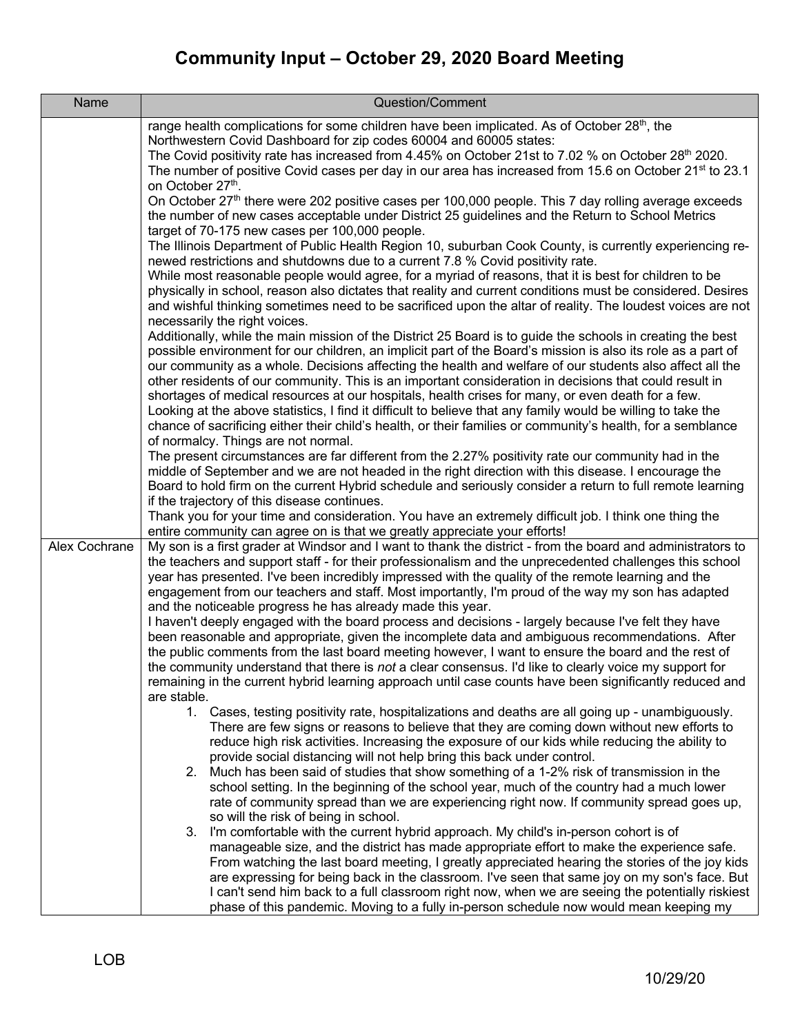# Community Input – October 29, 2020 Board Meeting

| Name | Question/Comment |
| --- | --- |
| | range health complications for some children have been implicated. As of October 28th, the Northwestern Covid Dashboard for zip codes 60004 and 60005 states:<br>The Covid positivity rate has increased from 4.45% on October 21st to 7.02 % on October 28th 2020.<br>The number of positive Covid cases per day in our area has increased from 15.6 on October 21st to 23.1 on October 27th.<br>On October 27th there were 202 positive cases per 100,000 people. This 7 day rolling average exceeds the number of new cases acceptable under District 25 guidelines and the Return to School Metrics target of 70-175 new cases per 100,000 people.<br>The Illinois Department of Public Health Region 10, suburban Cook County, is currently experiencing re-newed restrictions and shutdowns due to a current 7.8 % Covid positivity rate.<br>While most reasonable people would agree, for a myriad of reasons, that it is best for children to be physically in school, reason also dictates that reality and current conditions must be considered. Desires and wishful thinking sometimes need to be sacrificed upon the altar of reality. The loudest voices are not necessarily the right voices.<br>Additionally, while the main mission of the District 25 Board is to guide the schools in creating the best possible environment for our children, an implicit part of the Board's mission is also its role as a part of our community as a whole. Decisions affecting the health and welfare of our students also affect all the other residents of our community. This is an important consideration in decisions that could result in shortages of medical resources at our hospitals, health crises for many, or even death for a few.<br>Looking at the above statistics, I find it difficult to believe that any family would be willing to take the chance of sacrificing either their child's health, or their families or community's health, for a semblance of normalcy. Things are not normal.<br>The present circumstances are far different from the 2.27% positivity rate our community had in the middle of September and we are not headed in the right direction with this disease. I encourage the Board to hold firm on the current Hybrid schedule and seriously consider a return to full remote learning if the trajectory of this disease continues.<br>Thank you for your time and consideration. You have an extremely difficult job. I think one thing the entire community can agree on is that we greatly appreciate your efforts! |
| Alex Cochrane | My son is a first grader at Windsor and I want to thank the district - from the board and administrators to the teachers and support staff - for their professionalism and the unprecedented challenges this school year has presented. I've been incredibly impressed with the quality of the remote learning and the engagement from our teachers and staff. Most importantly, I'm proud of the way my son has adapted and the noticeable progress he has already made this year.<br>I haven't deeply engaged with the board process and decisions - largely because I've felt they have been reasonable and appropriate, given the incomplete data and ambiguous recommendations. After the public comments from the last board meeting however, I want to ensure the board and the rest of the community understand that there is *not* a clear consensus. I'd like to clearly voice my support for remaining in the current hybrid learning approach until case counts have been significantly reduced and are stable.<br>1. Cases, testing positivity rate, hospitalizations and deaths are all going up - unambiguously. There are few signs or reasons to believe that they are coming down without new efforts to reduce high risk activities. Increasing the exposure of our kids while reducing the ability to provide social distancing will not help bring this back under control.<br>2. Much has been said of studies that show something of a 1-2% risk of transmission in the school setting. In the beginning of the school year, much of the country had a much lower rate of community spread than we are experiencing right now. If community spread goes up, so will the risk of being in school.<br>3. I'm comfortable with the current hybrid approach. My child's in-person cohort is of manageable size, and the district has made appropriate effort to make the experience safe. From watching the last board meeting, I greatly appreciated hearing the stories of the joy kids are expressing for being back in the classroom. I've seen that same joy on my son's face. But I can't send him back to a full classroom right now, when we are seeing the potentially riskiest phase of this pandemic. Moving to a fully in-person schedule now would mean keeping my |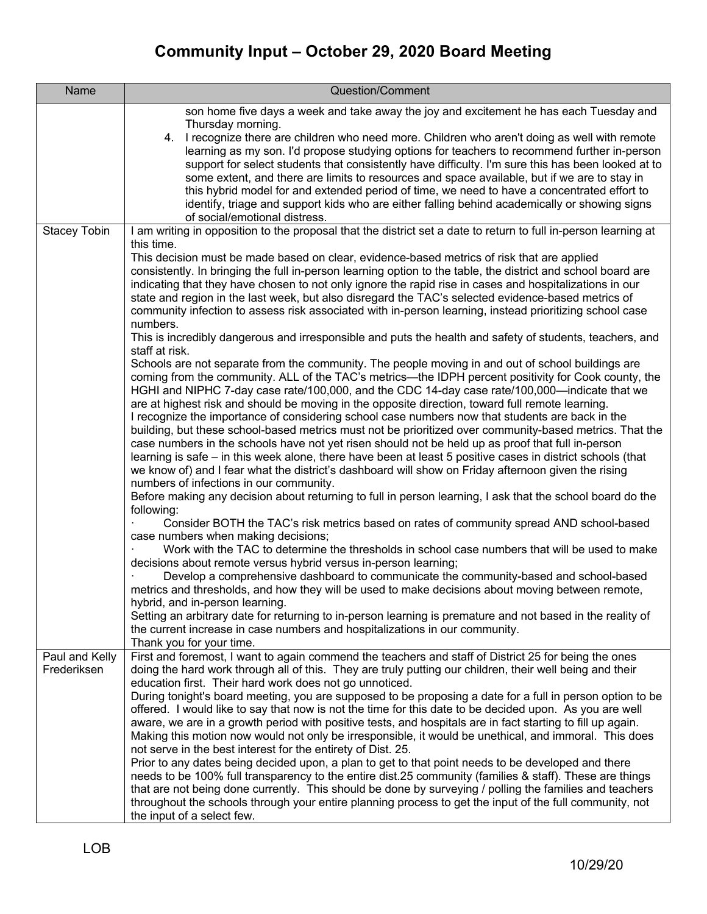# Community Input – October 29, 2020 Board Meeting

| Name | Question/Comment |
| --- | --- |
| | son home five days a week and take away the joy and excitement he has each Tuesday and Thursday morning.<br>4. I recognize there are children who need more. Children who aren't doing as well with remote learning as my son. I'd propose studying options for teachers to recommend further in-person support for select students that consistently have difficulty. I'm sure this has been looked at to some extent, and there are limits to resources and space available, but if we are to stay in this hybrid model for and extended period of time, we need to have a concentrated effort to identify, triage and support kids who are either falling behind academically or showing signs of social/emotional distress. |
| Stacey Tobin | I am writing in opposition to the proposal that the district set a date to return to full in-person learning at this time.<br>This decision must be made based on clear, evidence-based metrics of risk that are applied consistently. In bringing the full in-person learning option to the table, the district and school board are indicating that they have chosen to not only ignore the rapid rise in cases and hospitalizations in our state and region in the last week, but also disregard the TAC's selected evidence-based metrics of community infection to assess risk associated with in-person learning, instead prioritizing school case numbers.<br>This is incredibly dangerous and irresponsible and puts the health and safety of students, teachers, and staff at risk.<br>Schools are not separate from the community. The people moving in and out of school buildings are coming from the community. ALL of the TAC's metrics—the IDPH percent positivity for Cook county, the HGHI and NIPHC 7-day case rate/100,000, and the CDC 14-day case rate/100,000—indicate that we are at highest risk and should be moving in the opposite direction, toward full remote learning.<br>I recognize the importance of considering school case numbers now that students are back in the building, but these school-based metrics must not be prioritized over community-based metrics. That the case numbers in the schools have not yet risen should not be held up as proof that full in-person learning is safe – in this week alone, there have been at least 5 positive cases in district schools (that we know of) and I fear what the district's dashboard will show on Friday afternoon given the rising numbers of infections in our community.<br>Before making any decision about returning to full in person learning, I ask that the school board do the following:<br>· Consider BOTH the TAC's risk metrics based on rates of community spread AND school-based case numbers when making decisions;<br>· Work with the TAC to determine the thresholds in school case numbers that will be used to make decisions about remote versus hybrid versus in-person learning;<br>· Develop a comprehensive dashboard to communicate the community-based and school-based metrics and thresholds, and how they will be used to make decisions about moving between remote, hybrid, and in-person learning.<br>Setting an arbitrary date for returning to in-person learning is premature and not based in the reality of the current increase in case numbers and hospitalizations in our community.<br>Thank you for your time. |
| Paul and Kelly Frederiksen | First and foremost, I want to again commend the teachers and staff of District 25 for being the ones doing the hard work through all of this. They are truly putting our children, their well being and their education first. Their hard work does not go unnoticed.<br>During tonight's board meeting, you are supposed to be proposing a date for a full in person option to be offered. I would like to say that now is not the time for this date to be decided upon. As you are well aware, we are in a growth period with positive tests, and hospitals are in fact starting to fill up again. Making this motion now would not only be irresponsible, it would be unethical, and immoral. This does not serve in the best interest for the entirety of Dist. 25.<br>Prior to any dates being decided upon, a plan to get to that point needs to be developed and there needs to be 100% full transparency to the entire dist.25 community (families & staff). These are things that are not being done currently. This should be done by surveying / polling the families and teachers throughout the schools through your entire planning process to get the input of the full community, not the input of a select few. |

LOB

10/29/20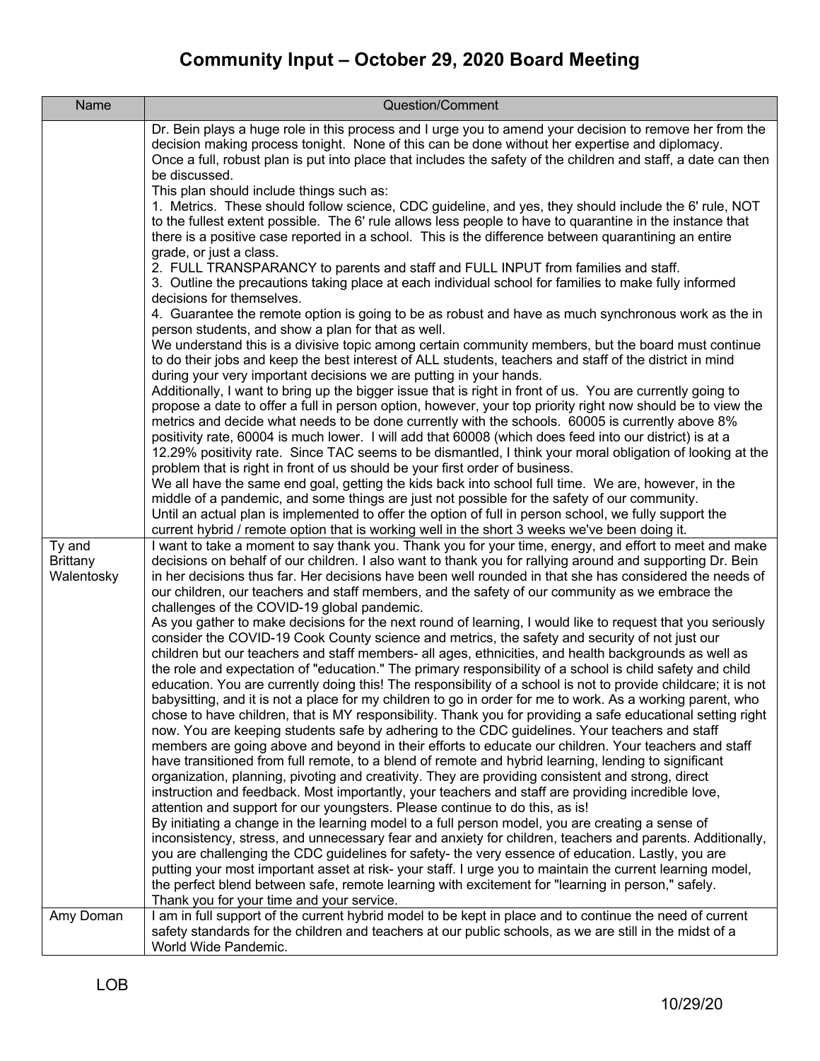# Community Input – October 29, 2020 Board Meeting

| Name | Question/Comment |
|---|---|
| | Dr. Bein plays a huge role in this process and I urge you to amend your decision to remove her from the decision making process tonight. None of this can be done without her expertise and diplomacy.<br>Once a full, robust plan is put into place that includes the safety of the children and staff, a date can then be discussed.<br>This plan should include things such as:<br>1. Metrics. These should follow science, CDC guideline, and yes, they should include the 6' rule, NOT to the fullest extent possible. The 6' rule allows less people to have to quarantine in the instance that there is a positive case reported in a school. This is the difference between quarantining an entire grade, or just a class.<br>2. FULL TRANSPARANCY to parents and staff and FULL INPUT from families and staff.<br>3. Outline the precautions taking place at each individual school for families to make fully informed decisions for themselves.<br>4. Guarantee the remote option is going to be as robust and have as much synchronous work as the in person students, and show a plan for that as well.<br>We understand this is a divisive topic among certain community members, but the board must continue to do their jobs and keep the best interest of ALL students, teachers and staff of the district in mind during your very important decisions we are putting in your hands.<br>Additionally, I want to bring up the bigger issue that is right in front of us. You are currently going to propose a date to offer a full in person option, however, your top priority right now should be to view the metrics and decide what needs to be done currently with the schools. 60005 is currently above 8% positivity rate, 60004 is much lower. I will add that 60008 (which does feed into our district) is at a 12.29% positivity rate. Since TAC seems to be dismantled, I think your moral obligation of looking at the problem that is right in front of us should be your first order of business.<br>We all have the same end goal, getting the kids back into school full time. We are, however, in the middle of a pandemic, and some things are just not possible for the safety of our community.<br>Until an actual plan is implemented to offer the option of full in person school, we fully support the current hybrid / remote option that is working well in the short 3 weeks we've been doing it. |
| Ty and Brittany Walentosky | I want to take a moment to say thank you. Thank you for your time, energy, and effort to meet and make decisions on behalf of our children. I also want to thank you for rallying around and supporting Dr. Bein in her decisions thus far. Her decisions have been well rounded in that she has considered the needs of our children, our teachers and staff members, and the safety of our community as we embrace the challenges of the COVID-19 global pandemic.<br>As you gather to make decisions for the next round of learning, I would like to request that you seriously consider the COVID-19 Cook County science and metrics, the safety and security of not just our children but our teachers and staff members- all ages, ethnicities, and health backgrounds as well as the role and expectation of "education." The primary responsibility of a school is child safety and child education. You are currently doing this! The responsibility of a school is not to provide childcare; it is not babysitting, and it is not a place for my children to go in order for me to work. As a working parent, who chose to have children, that is MY responsibility. Thank you for providing a safe educational setting right now. You are keeping students safe by adhering to the CDC guidelines. Your teachers and staff members are going above and beyond in their efforts to educate our children. Your teachers and staff have transitioned from full remote, to a blend of remote and hybrid learning, lending to significant organization, planning, pivoting and creativity. They are providing consistent and strong, direct instruction and feedback. Most importantly, your teachers and staff are providing incredible love, attention and support for our youngsters. Please continue to do this, as is!<br>By initiating a change in the learning model to a full person model, you are creating a sense of inconsistency, stress, and unnecessary fear and anxiety for children, teachers and parents. Additionally, you are challenging the CDC guidelines for safety- the very essence of education. Lastly, you are putting your most important asset at risk- your staff. I urge you to maintain the current learning model, the perfect blend between safe, remote learning with excitement for "learning in person," safely.<br>Thank you for your time and your service. |
| Amy Doman | I am in full support of the current hybrid model to be kept in place and to continue the need of current safety standards for the children and teachers at our public schools, as we are still in the midst of a World Wide Pandemic. |

LOB

10/29/20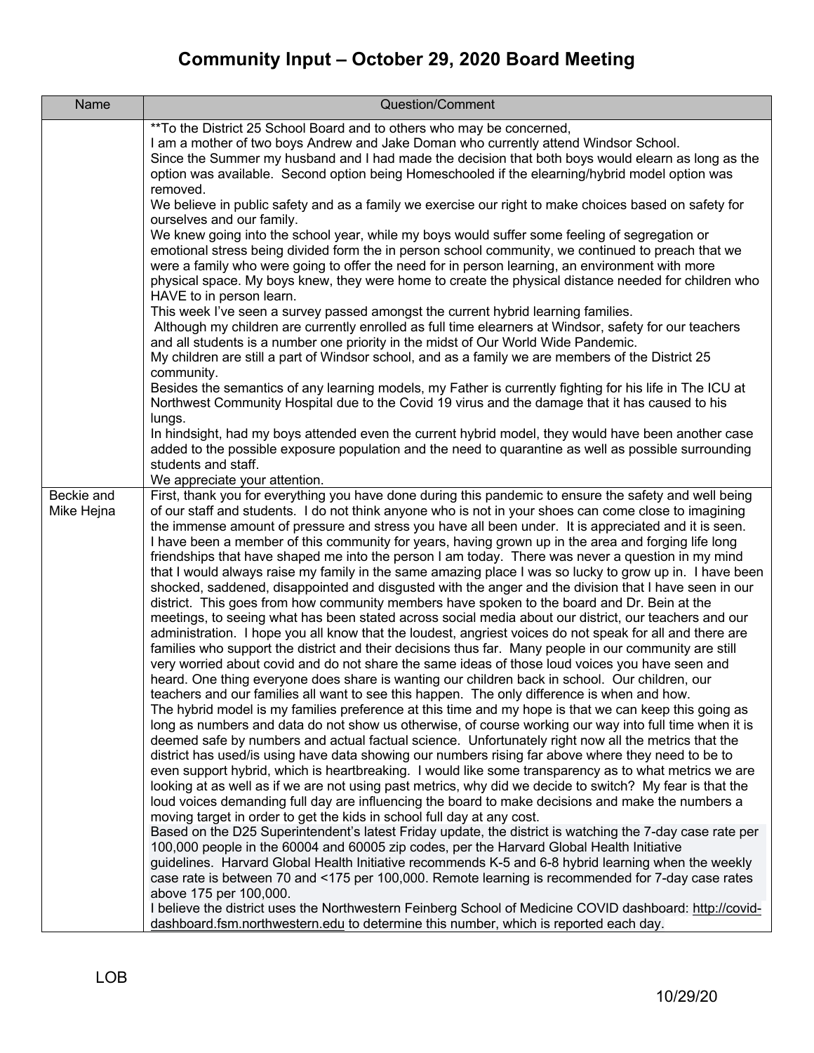# Community Input – October 29, 2020 Board Meeting

| Name | Question/Comment |
|---|---|
| | **To the District 25 School Board and to others who may be concerned,<br>I am a mother of two boys Andrew and Jake Doman who currently attend Windsor School.<br>Since the Summer my husband and I had made the decision that both boys would elearn as long as the option was available. Second option being Homeschooled if the elearning/hybrid model option was removed.<br>We believe in public safety and as a family we exercise our right to make choices based on safety for ourselves and our family.<br>We knew going into the school year, while my boys would suffer some feeling of segregation or emotional stress being divided form the in person school community, we continued to preach that we were a family who were going to offer the need for in person learning, an environment with more physical space. My boys knew, they were home to create the physical distance needed for children who HAVE to in person learn.<br>This week I've seen a survey passed amongst the current hybrid learning families.<br>Although my children are currently enrolled as full time elearners at Windsor, safety for our teachers and all students is a number one priority in the midst of Our World Wide Pandemic.<br>My children are still a part of Windsor school, and as a family we are members of the District 25 community.<br>Besides the semantics of any learning models, my Father is currently fighting for his life in The ICU at Northwest Community Hospital due to the Covid 19 virus and the damage that it has caused to his lungs.<br>In hindsight, had my boys attended even the current hybrid model, they would have been another case added to the possible exposure population and the need to quarantine as well as possible surrounding students and staff.<br>We appreciate your attention. |
| Beckie and Mike Hejna | First, thank you for everything you have done during this pandemic to ensure the safety and well being of our staff and students. I do not think anyone who is not in your shoes can come close to imagining the immense amount of pressure and stress you have all been under. It is appreciated and it is seen. I have been a member of this community for years, having grown up in the area and forging life long friendships that have shaped me into the person I am today. There was never a question in my mind that I would always raise my family in the same amazing place I was so lucky to grow up in. I have been shocked, saddened, disappointed and disgusted with the anger and the division that I have seen in our district. This goes from how community members have spoken to the board and Dr. Bein at the meetings, to seeing what has been stated across social media about our district, our teachers and our administration. I hope you all know that the loudest, angriest voices do not speak for all and there are families who support the district and their decisions thus far. Many people in our community are still very worried about covid and do not share the same ideas of those loud voices you have seen and heard. One thing everyone does share is wanting our children back in school. Our children, our teachers and our families all want to see this happen. The only difference is when and how.<br>The hybrid model is my families preference at this time and my hope is that we can keep this going as long as numbers and data do not show us otherwise, of course working our way into full time when it is deemed safe by numbers and actual factual science. Unfortunately right now all the metrics that the district has used/is using have data showing our numbers rising far above where they need to be to even support hybrid, which is heartbreaking. I would like some transparency as to what metrics we are looking at as well as if we are not using past metrics, why did we decide to switch? My fear is that the loud voices demanding full day are influencing the board to make decisions and make the numbers a moving target in order to get the kids in school full day at any cost.<br>Based on the D25 Superintendent's latest Friday update, the district is watching the 7-day case rate per 100,000 people in the 60004 and 60005 zip codes, per the Harvard Global Health Initiative guidelines. Harvard Global Health Initiative recommends K-5 and 6-8 hybrid learning when the weekly case rate is between 70 and <175 per 100,000. Remote learning is recommended for 7-day case rates above 175 per 100,000.<br>I believe the district uses the Northwestern Feinberg School of Medicine COVID dashboard: http://covid-dashboard.fsm.northwestern.edu to determine this number, which is reported each day. |

LOB

10/29/20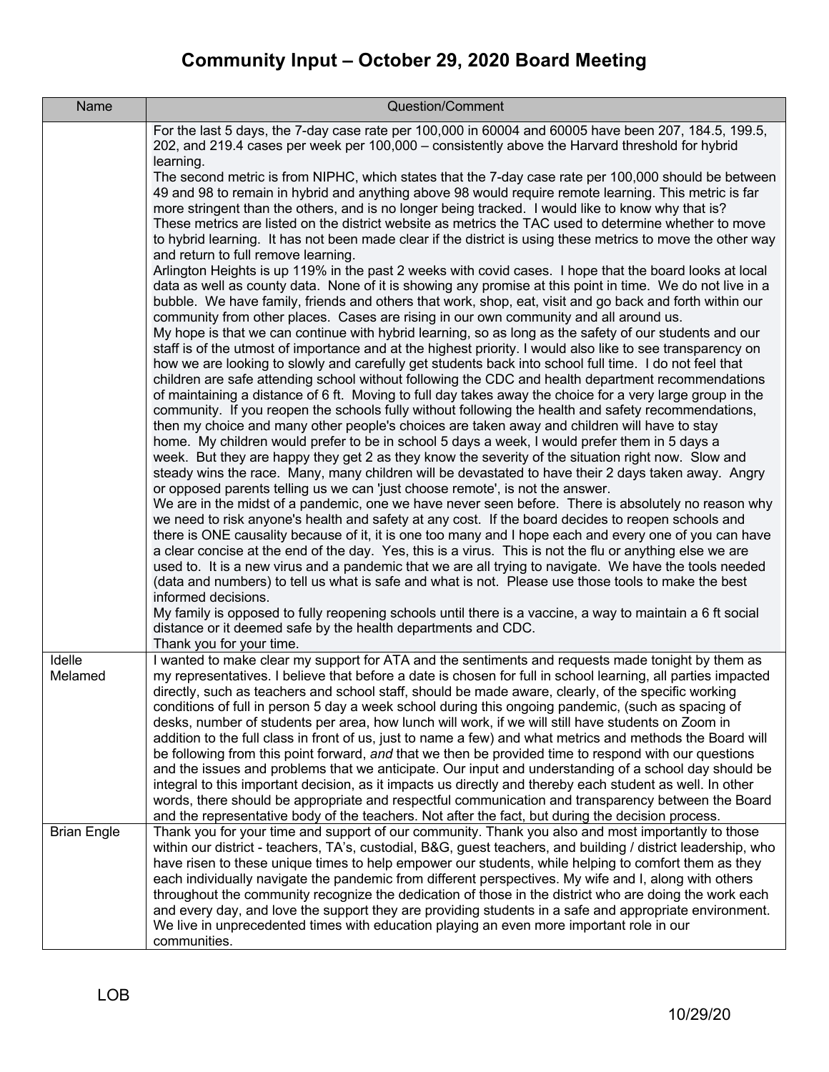# Community Input – October 29, 2020 Board Meeting

| Name | Question/Comment |
|---|---|
| | For the last 5 days, the 7-day case rate per 100,000 in 60004 and 60005 have been 207, 184.5, 199.5, 202, and 219.4 cases per week per 100,000 – consistently above the Harvard threshold for hybrid learning.<br>The second metric is from NIPHC, which states that the 7-day case rate per 100,000 should be between 49 and 98 to remain in hybrid and anything above 98 would require remote learning. This metric is far more stringent than the others, and is no longer being tracked. I would like to know why that is? These metrics are listed on the district website as metrics the TAC used to determine whether to move to hybrid learning. It has not been made clear if the district is using these metrics to move the other way and return to full remove learning.<br>Arlington Heights is up 119% in the past 2 weeks with covid cases. I hope that the board looks at local data as well as county data. None of it is showing any promise at this point in time. We do not live in a bubble. We have family, friends and others that work, shop, eat, visit and go back and forth within our community from other places. Cases are rising in our own community and all around us.<br>My hope is that we can continue with hybrid learning, so as long as the safety of our students and our staff is of the utmost of importance and at the highest priority. I would also like to see transparency on how we are looking to slowly and carefully get students back into school full time. I do not feel that children are safe attending school without following the CDC and health department recommendations of maintaining a distance of 6 ft. Moving to full day takes away the choice for a very large group in the community. If you reopen the schools fully without following the health and safety recommendations, then my choice and many other people's choices are taken away and children will have to stay home. My children would prefer to be in school 5 days a week, I would prefer them in 5 days a week. But they are happy they get 2 as they know the severity of the situation right now. Slow and steady wins the race. Many, many children will be devastated to have their 2 days taken away. Angry or opposed parents telling us we can 'just choose remote', is not the answer.<br>We are in the midst of a pandemic, one we have never seen before. There is absolutely no reason why we need to risk anyone's health and safety at any cost. If the board decides to reopen schools and there is ONE causality because of it, it is one too many and I hope each and every one of you can have a clear concise at the end of the day. Yes, this is a virus. This is not the flu or anything else we are used to. It is a new virus and a pandemic that we are all trying to navigate. We have the tools needed (data and numbers) to tell us what is safe and what is not. Please use those tools to make the best informed decisions.<br>My family is opposed to fully reopening schools until there is a vaccine, a way to maintain a 6 ft social distance or it deemed safe by the health departments and CDC.<br>Thank you for your time. |
| Idelle Melamed | I wanted to make clear my support for ATA and the sentiments and requests made tonight by them as my representatives. I believe that before a date is chosen for full in school learning, all parties impacted directly, such as teachers and school staff, should be made aware, clearly, of the specific working conditions of full in person 5 day a week school during this ongoing pandemic, (such as spacing of desks, number of students per area, how lunch will work, if we will still have students on Zoom in addition to the full class in front of us, just to name a few) and what metrics and methods the Board will be following from this point forward, *and* that we then be provided time to respond with our questions and the issues and problems that we anticipate. Our input and understanding of a school day should be integral to this important decision, as it impacts us directly and thereby each student as well. In other words, there should be appropriate and respectful communication and transparency between the Board and the representative body of the teachers. Not after the fact, but during the decision process. |
| Brian Engle | Thank you for your time and support of our community. Thank you also and most importantly to those within our district - teachers, TA's, custodial, B&G, guest teachers, and building / district leadership, who have risen to these unique times to help empower our students, while helping to comfort them as they each individually navigate the pandemic from different perspectives. My wife and I, along with others throughout the community recognize the dedication of those in the district who are doing the work each and every day, and love the support they are providing students in a safe and appropriate environment. We live in unprecedented times with education playing an even more important role in our communities. |

LOB

10/29/20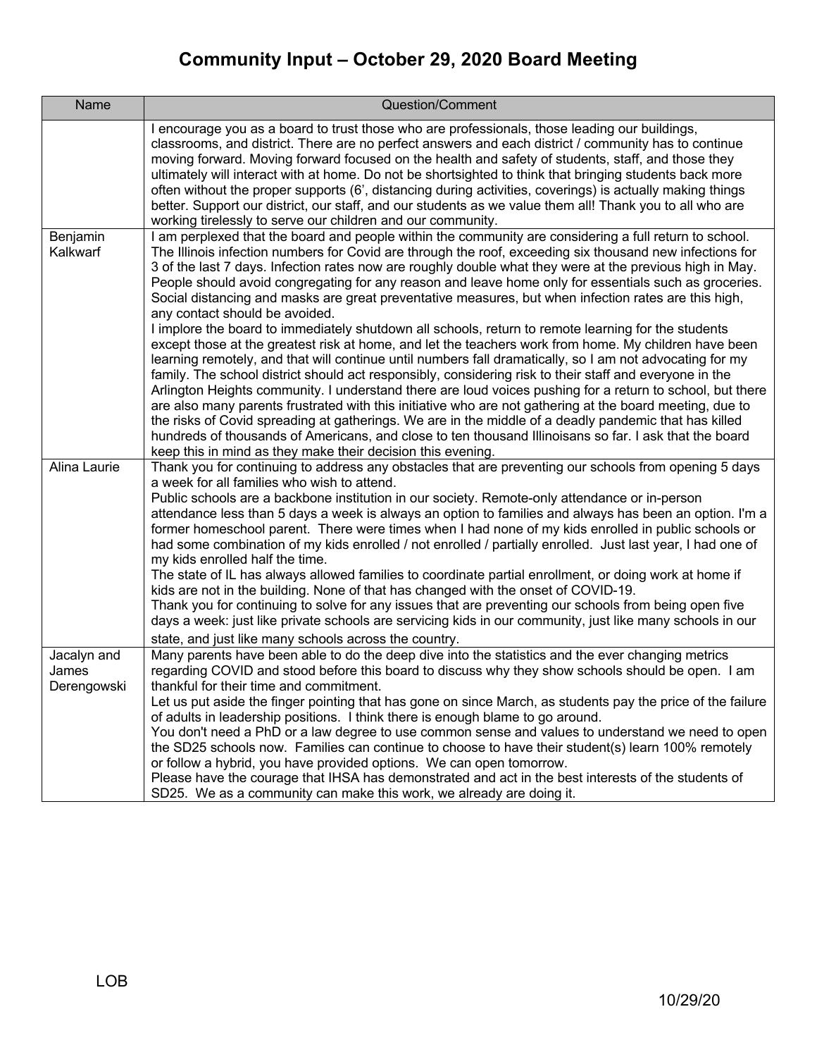# Community Input – October 29, 2020 Board Meeting

| Name | Question/Comment |
|---|---|
| | I encourage you as a board to trust those who are professionals, those leading our buildings, classrooms, and district. There are no perfect answers and each district / community has to continue moving forward. Moving forward focused on the health and safety of students, staff, and those they ultimately will interact with at home. Do not be shortsighted to think that bringing students back more often without the proper supports (6', distancing during activities, coverings) is actually making things better. Support our district, our staff, and our students as we value them all! Thank you to all who are working tirelessly to serve our children and our community. |
| Benjamin Kalkwarf | I am perplexed that the board and people within the community are considering a full return to school. The Illinois infection numbers for Covid are through the roof, exceeding six thousand new infections for 3 of the last 7 days. Infection rates now are roughly double what they were at the previous high in May. People should avoid congregating for any reason and leave home only for essentials such as groceries. Social distancing and masks are great preventative measures, but when infection rates are this high, any contact should be avoided.<br>I implore the board to immediately shutdown all schools, return to remote learning for the students except those at the greatest risk at home, and let the teachers work from home. My children have been learning remotely, and that will continue until numbers fall dramatically, so I am not advocating for my family. The school district should act responsibly, considering risk to their staff and everyone in the Arlington Heights community. I understand there are loud voices pushing for a return to school, but there are also many parents frustrated with this initiative who are not gathering at the board meeting, due to the risks of Covid spreading at gatherings. We are in the middle of a deadly pandemic that has killed hundreds of thousands of Americans, and close to ten thousand Illinoisans so far. I ask that the board keep this in mind as they make their decision this evening. |
| Alina Laurie | Thank you for continuing to address any obstacles that are preventing our schools from opening 5 days a week for all families who wish to attend.<br>Public schools are a backbone institution in our society. Remote-only attendance or in-person attendance less than 5 days a week is always an option to families and always has been an option. I'm a former homeschool parent. There were times when I had none of my kids enrolled in public schools or had some combination of my kids enrolled / not enrolled / partially enrolled. Just last year, I had one of my kids enrolled half the time.<br>The state of IL has always allowed families to coordinate partial enrollment, or doing work at home if kids are not in the building. None of that has changed with the onset of COVID-19.<br>Thank you for continuing to solve for any issues that are preventing our schools from being open five days a week: just like private schools are servicing kids in our community, just like many schools in our state, and just like many schools across the country. |
| Jacalyn and James Derengowski | Many parents have been able to do the deep dive into the statistics and the ever changing metrics regarding COVID and stood before this board to discuss why they show schools should be open. I am thankful for their time and commitment.<br>Let us put aside the finger pointing that has gone on since March, as students pay the price of the failure of adults in leadership positions. I think there is enough blame to go around.<br>You don't need a PhD or a law degree to use common sense and values to understand we need to open the SD25 schools now. Families can continue to choose to have their student(s) learn 100% remotely or follow a hybrid, you have provided options. We can open tomorrow.<br>Please have the courage that IHSA has demonstrated and act in the best interests of the students of SD25. We as a community can make this work, we already are doing it. |

LOB

10/29/20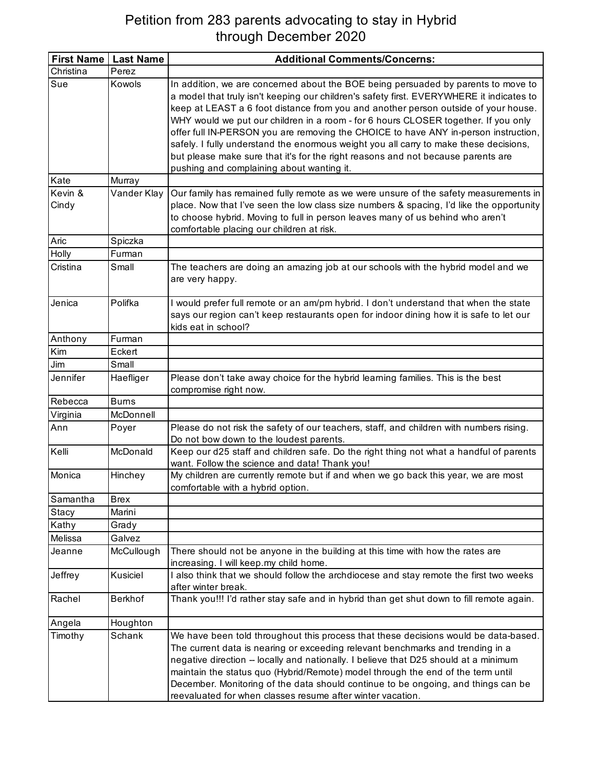# Petition from 283 parents advocating to stay in Hybrid through December 2020

| First Name | Last Name | Additional Comments/Concerns: |
|---|---|---|
| Christina | Perez | |
| Sue | Kowols | In addition, we are concerned about the BOE being persuaded by parents to move to a model that truly isn't keeping our children's safety first. EVERYWHERE it indicates to keep at LEAST a 6 foot distance from you and another person outside of your house. WHY would we put our children in a room - for 6 hours CLOSER together. If you only offer full IN-PERSON you are removing the CHOICE to have ANY in-person instruction, safely. I fully understand the enormous weight you all carry to make these decisions, but please make sure that it's for the right reasons and not because parents are pushing and complaining about wanting it. |
| Kate | Murray | |
| Kevin & Cindy | Vander Klay | Our family has remained fully remote as we were unsure of the safety measurements in place. Now that I've seen the low class size numbers & spacing, I'd like the opportunity to choose hybrid. Moving to full in person leaves many of us behind who aren't comfortable placing our children at risk. |
| Aric | Spiczka | |
| Holly | Furman | |
| Cristina | Small | The teachers are doing an amazing job at our schools with the hybrid model and we are very happy. |
| Jenica | Polifka | I would prefer full remote or an am/pm hybrid. I don't understand that when the state says our region can't keep restaurants open for indoor dining how it is safe to let our kids eat in school? |
| Anthony | Furman | |
| Kim | Eckert | |
| Jim | Small | |
| Jennifer | Haefliger | Please don't take away choice for the hybrid learning families. This is the best compromise right now. |
| Rebecca | Burns | |
| Virginia | McDonnell | |
| Ann | Poyer | Please do not risk the safety of our teachers, staff, and children with numbers rising. Do not bow down to the loudest parents. |
| Kelli | McDonald | Keep our d25 staff and children safe. Do the right thing not what a handful of parents want. Follow the science and data! Thank you! |
| Monica | Hinchey | My children are currently remote but if and when we go back this year, we are most comfortable with a hybrid option. |
| Samantha | Brex | |
| Stacy | Marini | |
| Kathy | Grady | |
| Melissa | Galvez | |
| Jeanne | McCullough | There should not be anyone in the building at this time with how the rates are increasing. I will keep.my child home. |
| Jeffrey | Kusiciel | I also think that we should follow the archdiocese and stay remote the first two weeks after winter break. |
| Rachel | Berkhof | Thank you!!! I'd rather stay safe and in hybrid than get shut down to fill remote again. |
| Angela | Houghton | |
| Timothy | Schank | We have been told throughout this process that these decisions would be data-based. The current data is nearing or exceeding relevant benchmarks and trending in a negative direction -- locally and nationally. I believe that D25 should at a minimum maintain the status quo (Hybrid/Remote) model through the end of the term until December. Monitoring of the data should continue to be ongoing, and things can be reevaluated for when classes resume after winter vacation. |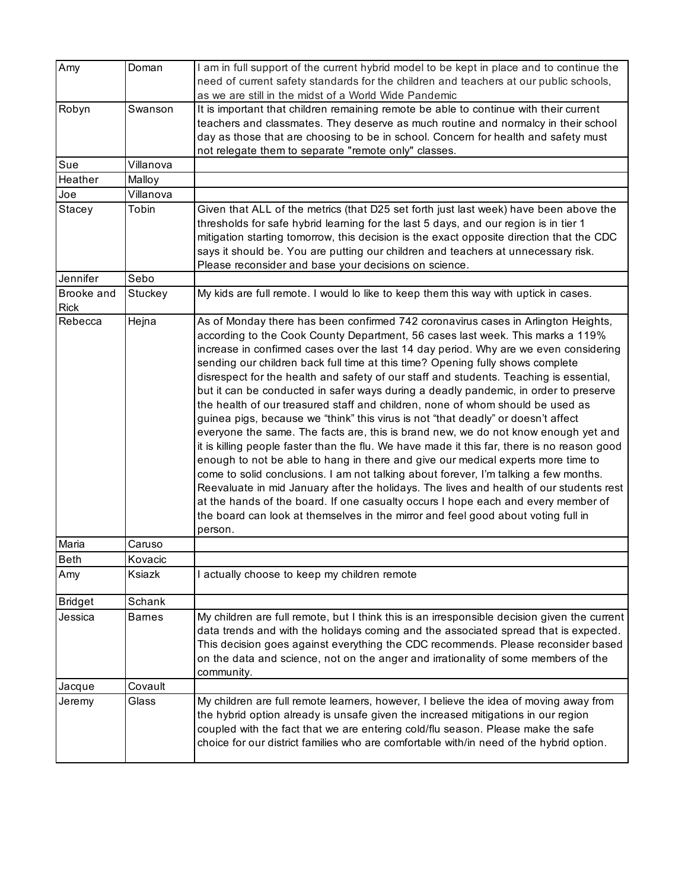| | | |
|---|---|---|
| Amy | Doman | I am in full support of the current hybrid model to be kept in place and to continue the need of current safety standards for the children and teachers at our public schools, as we are still in the midst of a World Wide Pandemic |
| Robyn | Swanson | It is important that children remaining remote be able to continue with their current teachers and classmates. They deserve as much routine and normalcy in their school day as those that are choosing to be in school. Concern for health and safety must not relegate them to separate "remote only" classes. |
| Sue | Villanova | |
| Heather | Malloy | |
| Joe | Villanova | |
| Stacey | Tobin | Given that ALL of the metrics (that D25 set forth just last week) have been above the thresholds for safe hybrid learning for the last 5 days, and our region is in tier 1 mitigation starting tomorrow, this decision is the exact opposite direction that the CDC says it should be. You are putting our children and teachers at unnecessary risk. Please reconsider and base your decisions on science. |
| Jennifer | Sebo | |
| Brooke and Rick | Stuckey | My kids are full remote. I would lo like to keep them this way with uptick in cases. |
| Rebecca | Hejna | As of Monday there has been confirmed 742 coronavirus cases in Arlington Heights, according to the Cook County Department, 56 cases last week. This marks a 119% increase in confirmed cases over the last 14 day period. Why are we even considering sending our children back full time at this time? Opening fully shows complete disrespect for the health and safety of our staff and students. Teaching is essential, but it can be conducted in safer ways during a deadly pandemic, in order to preserve the health of our treasured staff and children, none of whom should be used as guinea pigs, because we "think" this virus is not "that deadly" or doesn't affect everyone the same. The facts are, this is brand new, we do not know enough yet and it is killing people faster than the flu. We have made it this far, there is no reason good enough to not be able to hang in there and give our medical experts more time to come to solid conclusions. I am not talking about forever, I'm talking a few months. Reevaluate in mid January after the holidays. The lives and health of our students rest at the hands of the board. If one casualty occurs I hope each and every member of the board can look at themselves in the mirror and feel good about voting full in person. |
| Maria | Caruso | |
| Beth | Kovacic | |
| Amy | Ksiazk | I actually choose to keep my children remote |
| Bridget | Schank | |
| Jessica | Barnes | My children are full remote, but I think this is an irresponsible decision given the current data trends and with the holidays coming and the associated spread that is expected. This decision goes against everything the CDC recommends. Please reconsider based on the data and science, not on the anger and irrationality of some members of the community. |
| Jacque | Covault | |
| Jeremy | Glass | My children are full remote learners, however, I believe the idea of moving away from the hybrid option already is unsafe given the increased mitigations in our region coupled with the fact that we are entering cold/flu season. Please make the safe choice for our district families who are comfortable with/in need of the hybrid option. |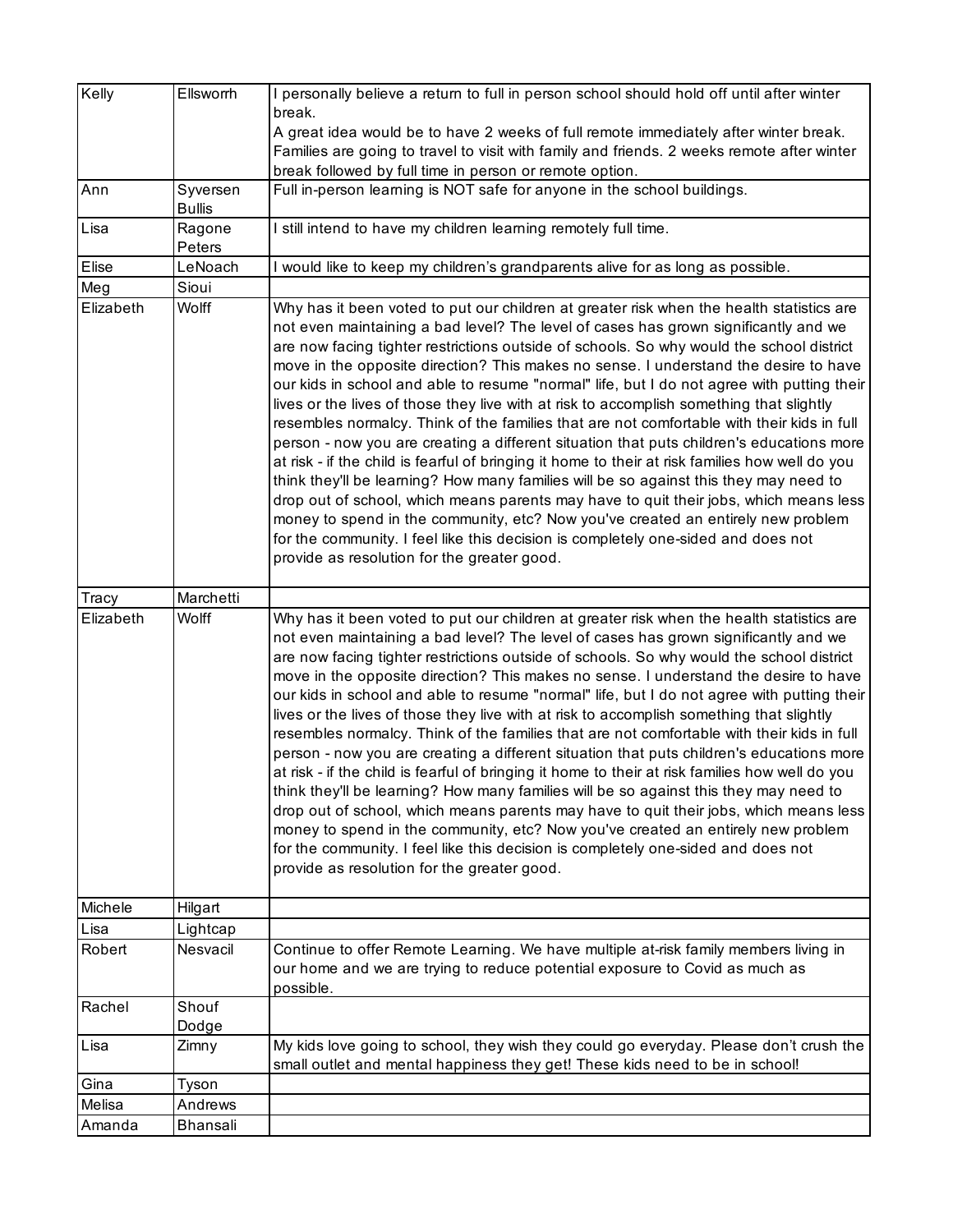| Kelly | Ellsworrh | I personally believe a return to full in person school should hold off until after winter break.<br>A great idea would be to have 2 weeks of full remote immediately after winter break. Families are going to travel to visit with family and friends. 2 weeks remote after winter break followed by full time in person or remote option. |
|---|---|---|
| Ann | Syversen Bullis | Full in-person learning is NOT safe for anyone in the school buildings. |
| Lisa | Ragone Peters | I still intend to have my children learning remotely full time. |
| Elise | LeNoach | I would like to keep my children's grandparents alive for as long as possible. |
| Meg | Sioui | |
| Elizabeth | Wolff | Why has it been voted to put our children at greater risk when the health statistics are not even maintaining a bad level? The level of cases has grown significantly and we are now facing tighter restrictions outside of schools. So why would the school district move in the opposite direction? This makes no sense. I understand the desire to have our kids in school and able to resume "normal" life, but I do not agree with putting their lives or the lives of those they live with at risk to accomplish something that slightly resembles normalcy. Think of the families that are not comfortable with their kids in full person - now you are creating a different situation that puts children's educations more at risk - if the child is fearful of bringing it home to their at risk families how well do you think they'll be learning? How many families will be so against this they may need to drop out of school, which means parents may have to quit their jobs, which means less money to spend in the community, etc? Now you've created an entirely new problem for the community. I feel like this decision is completely one-sided and does not provide as resolution for the greater good. |
| Tracy | Marchetti | |
| Elizabeth | Wolff | Why has it been voted to put our children at greater risk when the health statistics are not even maintaining a bad level? The level of cases has grown significantly and we are now facing tighter restrictions outside of schools. So why would the school district move in the opposite direction? This makes no sense. I understand the desire to have our kids in school and able to resume "normal" life, but I do not agree with putting their lives or the lives of those they live with at risk to accomplish something that slightly resembles normalcy. Think of the families that are not comfortable with their kids in full person - now you are creating a different situation that puts children's educations more at risk - if the child is fearful of bringing it home to their at risk families how well do you think they'll be learning? How many families will be so against this they may need to drop out of school, which means parents may have to quit their jobs, which means less money to spend in the community, etc? Now you've created an entirely new problem for the community. I feel like this decision is completely one-sided and does not provide as resolution for the greater good. |
| Michele | Hilgart | |
| Lisa | Lightcap | |
| Robert | Nesvacil | Continue to offer Remote Learning. We have multiple at-risk family members living in our home and we are trying to reduce potential exposure to Covid as much as possible. |
| Rachel | Shouf Dodge | |
| Lisa | Zimny | My kids love going to school, they wish they could go everyday. Please don't crush the small outlet and mental happiness they get! These kids need to be in school! |
| Gina | Tyson | |
| Melisa | Andrews | |
| Amanda | Bhansali | |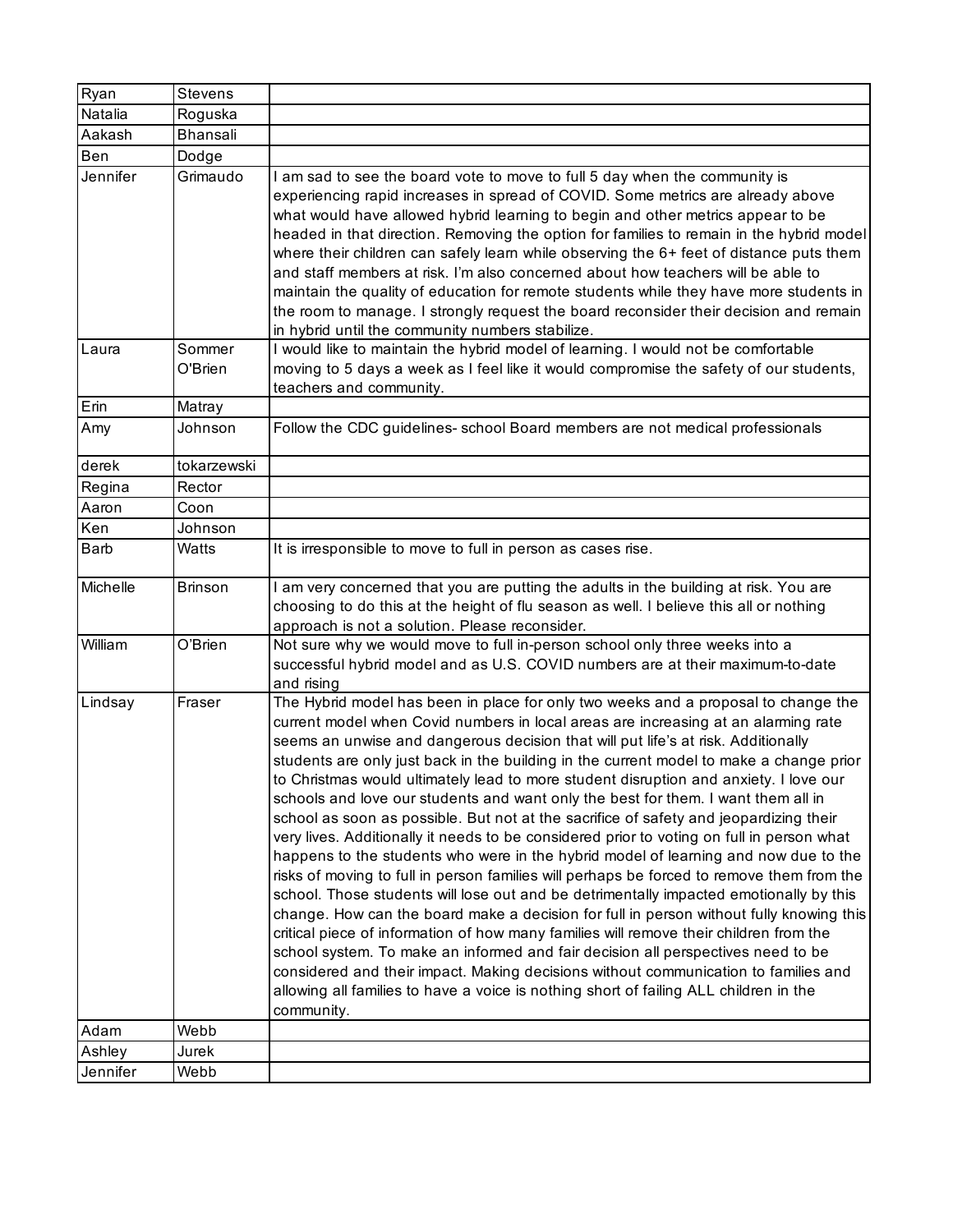| | | |
|---|---|---|
| Ryan | Stevens | |
| Natalia | Roguska | |
| Aakash | Bhansali | |
| Ben | Dodge | |
| Jennifer | Grimaudo | I am sad to see the board vote to move to full 5 day when the community is experiencing rapid increases in spread of COVID. Some metrics are already above what would have allowed hybrid learning to begin and other metrics appear to be headed in that direction. Removing the option for families to remain in the hybrid model where their children can safely learn while observing the 6+ feet of distance puts them and staff members at risk. I'm also concerned about how teachers will be able to maintain the quality of education for remote students while they have more students in the room to manage. I strongly request the board reconsider their decision and remain in hybrid until the community numbers stabilize. |
| Laura | Sommer O'Brien | I would like to maintain the hybrid model of learning. I would not be comfortable moving to 5 days a week as I feel like it would compromise the safety of our students, teachers and community. |
| Erin | Matray | |
| Amy | Johnson | Follow the CDC guidelines- school Board members are not medical professionals |
| derek | tokarzewski | |
| Regina | Rector | |
| Aaron | Coon | |
| Ken | Johnson | |
| Barb | Watts | It is irresponsible to move to full in person as cases rise. |
| Michelle | Brinson | I am very concerned that you are putting the adults in the building at risk. You are choosing to do this at the height of flu season as well. I believe this all or nothing approach is not a solution. Please reconsider. |
| William | O'Brien | Not sure why we would move to full in-person school only three weeks into a successful hybrid model and as U.S. COVID numbers are at their maximum-to-date and rising |
| Lindsay | Fraser | The Hybrid model has been in place for only two weeks and a proposal to change the current model when Covid numbers in local areas are increasing at an alarming rate seems an unwise and dangerous decision that will put life's at risk. Additionally students are only just back in the building in the current model to make a change prior to Christmas would ultimately lead to more student disruption and anxiety. I love our schools and love our students and want only the best for them. I want them all in school as soon as possible. But not at the sacrifice of safety and jeopardizing their very lives. Additionally it needs to be considered prior to voting on full in person what happens to the students who were in the hybrid model of learning and now due to the risks of moving to full in person families will perhaps be forced to remove them from the school. Those students will lose out and be detrimentally impacted emotionally by this change. How can the board make a decision for full in person without fully knowing this critical piece of information of how many families will remove their children from the school system. To make an informed and fair decision all perspectives need to be considered and their impact. Making decisions without communication to families and allowing all families to have a voice is nothing short of failing ALL children in the community. |
| Adam | Webb | |
| Ashley | Jurek | |
| Jennifer | Webb | |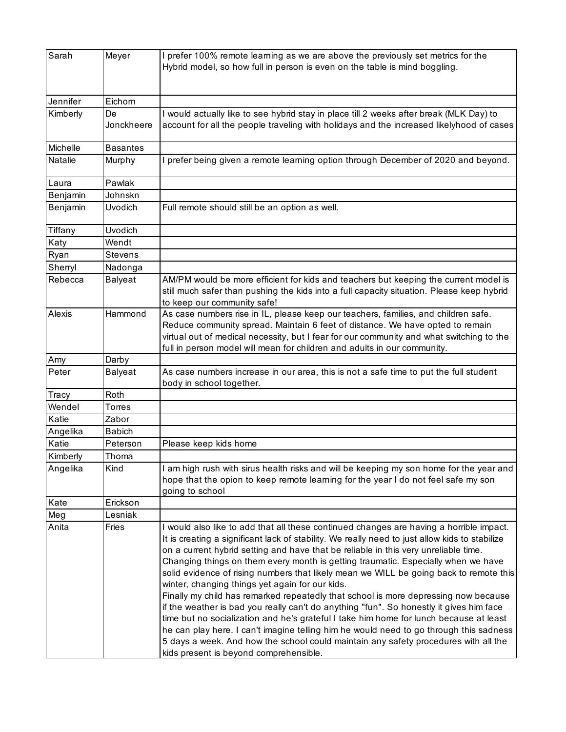| Sarah | Meyer | I prefer 100% remote learning as we are above the previously set metrics for the Hybrid model, so how full in person is even on the table is mind boggling. |
|---|---|---|
| Jennifer | Eichorn | |
| Kimberly | De Jonckheere | I would actually like to see hybrid stay in place till 2 weeks after break (MLK Day) to account for all the people traveling with holidays and the increased likelyhood of cases |
| Michelle | Basantes | |
| Natalie | Murphy | I prefer being given a remote learning option through December of 2020 and beyond. |
| Laura | Pawlak | |
| Benjamin | Johnskn | |
| Benjamin | Uvodich | Full remote should still be an option as well. |
| Tiffany | Uvodich | |
| Katy | Wendt | |
| Ryan | Stevens | |
| Sherryl | Nadonga | |
| Rebecca | Balyeat | AM/PM would be more efficient for kids and teachers but keeping the current model is still much safer than pushing the kids into a full capacity situation. Please keep hybrid to keep our community safe! |
| Alexis | Hammond | As case numbers rise in IL, please keep our teachers, families, and children safe. Reduce community spread. Maintain 6 feet of distance. We have opted to remain virtual out of medical necessity, but I fear for our community and what switching to the full in person model will mean for children and adults in our community. |
| Amy | Darby | |
| Peter | Balyeat | As case numbers increase in our area, this is not a safe time to put the full student body in school together. |
| Tracy | Roth | |
| Wendel | Torres | |
| Katie | Zabor | |
| Angelika | Babich | |
| Katie | Peterson | Please keep kids home |
| Kimberly | Thoma | |
| Angelika | Kind | I am high rush with sirus health risks and will be keeping my son home for the year and hope that the opion to keep remote learning for the year I do not feel safe my son going to school |
| Kate | Erickson | |
| Meg | Lesniak | |
| Anita | Fries | I would also like to add that all these continued changes are having a horrible impact. It is creating a significant lack of stability. We really need to just allow kids to stabilize on a current hybrid setting and have that be reliable in this very unreliable time. Changing things on them every month is getting traumatic. Especially when we have solid evidence of rising numbers that likely mean we WILL be going back to remote this winter, changing things yet again for our kids. Finally my child has remarked repeatedly that school is more depressing now because if the weather is bad you really can't do anything "fun". So honestly it gives him face time but no socialization and he's grateful I take him home for lunch because at least he can play here. I can't imagine telling him he would need to go through this sadness 5 days a week. And how the school could maintain any safety procedures with all the kids present is beyond comprehensible. |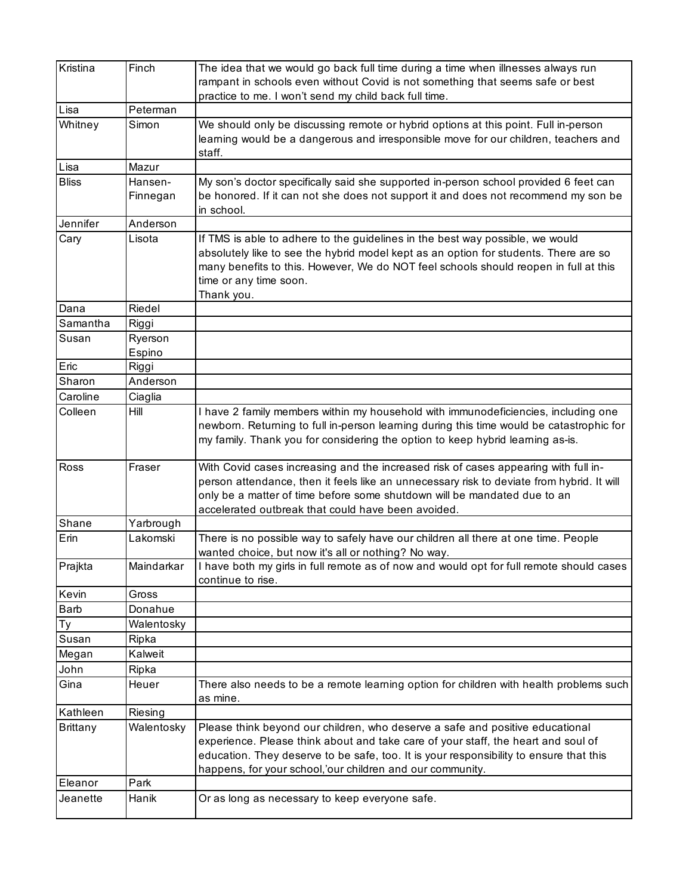| | | |
|---|---|---|
| Kristina | Finch | The idea that we would go back full time during a time when illnesses always run rampant in schools even without Covid is not something that seems safe or best practice to me. I won't send my child back full time. |
| Lisa | Peterman | |
| Whitney | Simon | We should only be discussing remote or hybrid options at this point. Full in-person learning would be a dangerous and irresponsible move for our children, teachers and staff. |
| Lisa | Mazur | |
| Bliss | Hansen-Finnegan | My son's doctor specifically said she supported in-person school provided 6 feet can be honored. If it can not she does not support it and does not recommend my son be in school. |
| Jennifer | Anderson | |
| Cary | Lisota | If TMS is able to adhere to the guidelines in the best way possible, we would absolutely like to see the hybrid model kept as an option for students. There are so many benefits to this. However, We do NOT feel schools should reopen in full at this time or any time soon.<br>Thank you. |
| Dana | Riedel | |
| Samantha | Riggi | |
| Susan | Ryerson Espino | |
| Eric | Riggi | |
| Sharon | Anderson | |
| Caroline | Ciaglia | |
| Colleen | Hill | I have 2 family members within my household with immunodeficiencies, including one newborn. Returning to full in-person learning during this time would be catastrophic for my family. Thank you for considering the option to keep hybrid learning as-is. |
| Ross | Fraser | With Covid cases increasing and the increased risk of cases appearing with full in-person attendance, then it feels like an unnecessary risk to deviate from hybrid. It will only be a matter of time before some shutdown will be mandated due to an accelerated outbreak that could have been avoided. |
| Shane | Yarbrough | |
| Erin | Lakomski | There is no possible way to safely have our children all there at one time. People wanted choice, but now it's all or nothing? No way. |
| Prajkta | Maindarkar | I have both my girls in full remote as of now and would opt for full remote should cases continue to rise. |
| Kevin | Gross | |
| Barb | Donahue | |
| Ty | Walentosky | |
| Susan | Ripka | |
| Megan | Kalweit | |
| John | Ripka | |
| Gina | Heuer | There also needs to be a remote learning option for children with health problems such as mine. |
| Kathleen | Riesing | |
| Brittany | Walentosky | Please think beyond our children, who deserve a safe and positive educational experience. Please think about and take care of your staff, the heart and soul of education. They deserve to be safe, too. It is your responsibility to ensure that this happens, for your school,'our children and our community. |
| Eleanor | Park | |
| Jeanette | Hanik | Or as long as necessary to keep everyone safe. |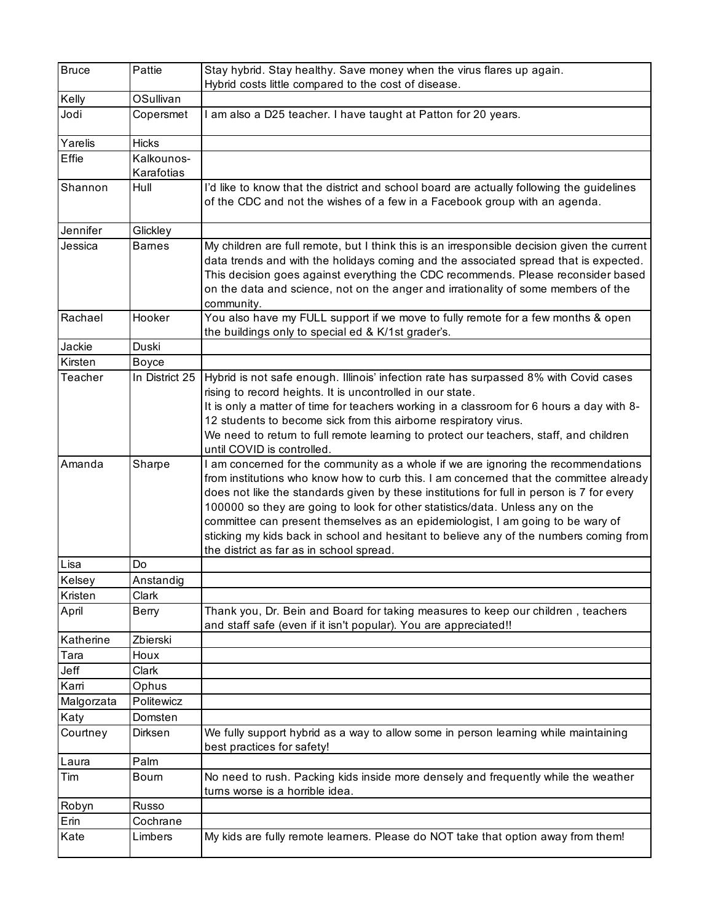| | | |
|---|---|---|
| Bruce | Pattie | Stay hybrid. Stay healthy. Save money when the virus flares up again.<br>Hybrid costs little compared to the cost of disease. |
| Kelly | OSullivan | |
| Jodi | Copersmet | I am also a D25 teacher. I have taught at Patton for 20 years. |
| Yarelis | Hicks | |
| Effie | Kalkounos-Karafotias | |
| Shannon | Hull | I'd like to know that the district and school board are actually following the guidelines of the CDC and not the wishes of a few in a Facebook group with an agenda. |
| Jennifer | Glickley | |
| Jessica | Barnes | My children are full remote, but I think this is an irresponsible decision given the current data trends and with the holidays coming and the associated spread that is expected. This decision goes against everything the CDC recommends. Please reconsider based on the data and science, not on the anger and irrationality of some members of the community. |
| Rachael | Hooker | You also have my FULL support if we move to fully remote for a few months & open the buildings only to special ed & K/1st grader's. |
| Jackie | Duski | |
| Kirsten | Boyce | |
| Teacher | In District 25 | Hybrid is not safe enough. Illinois' infection rate has surpassed 8% with Covid cases rising to record heights. It is uncontrolled in our state.<br>It is only a matter of time for teachers working in a classroom for 6 hours a day with 8-12 students to become sick from this airborne respiratory virus.<br>We need to return to full remote learning to protect our teachers, staff, and children until COVID is controlled. |
| Amanda | Sharpe | I am concerned for the community as a whole if we are ignoring the recommendations from institutions who know how to curb this. I am concerned that the committee already does not like the standards given by these institutions for full in person is 7 for every 100000 so they are going to look for other statistics/data. Unless any on the committee can present themselves as an epidemiologist, I am going to be wary of sticking my kids back in school and hesitant to believe any of the numbers coming from the district as far as in school spread. |
| Lisa | Do | |
| Kelsey | Anstandig | |
| Kristen | Clark | |
| April | Berry | Thank you, Dr. Bein and Board for taking measures to keep our children , teachers and staff safe (even if it isn't popular). You are appreciated!! |
| Katherine | Zbierski | |
| Tara | Houx | |
| Jeff | Clark | |
| Karri | Ophus | |
| Malgorzata | Politewicz | |
| Katy | Domsten | |
| Courtney | Dirksen | We fully support hybrid as a way to allow some in person learning while maintaining best practices for safety! |
| Laura | Palm | |
| Tim | Bourn | No need to rush. Packing kids inside more densely and frequently while the weather turns worse is a horrible idea. |
| Robyn | Russo | |
| Erin | Cochrane | |
| Kate | Limbers | My kids are fully remote learners. Please do NOT take that option away from them! |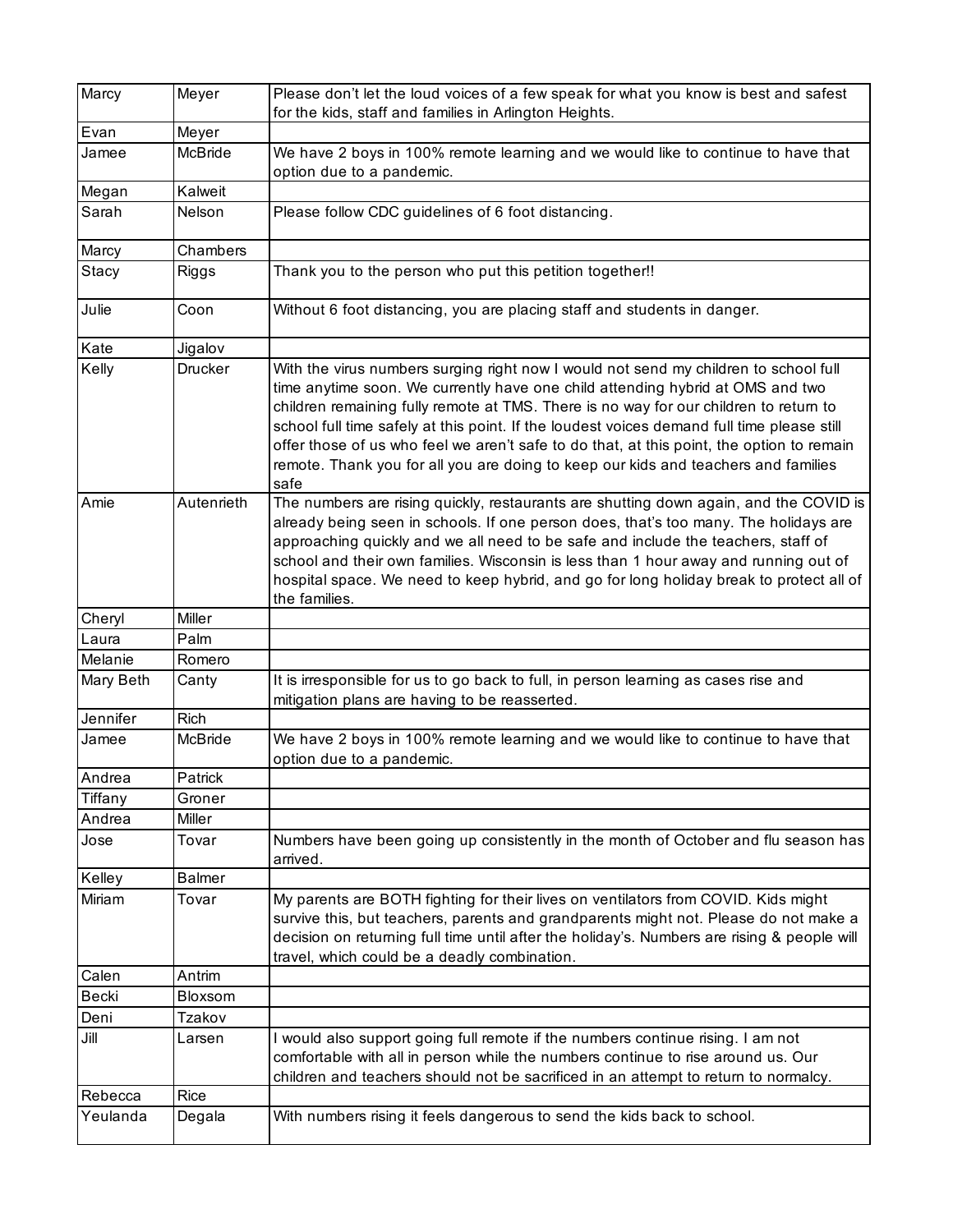| | | |
|---|---|---|
| Marcy | Meyer | Please don’t let the loud voices of a few speak for what you know is best and safest for the kids, staff and families in Arlington Heights. |
| Evan | Meyer | |
| Jamee | McBride | We have 2 boys in 100% remote learning and we would like to continue to have that option due to a pandemic. |
| Megan | Kalweit | |
| Sarah | Nelson | Please follow CDC guidelines of 6 foot distancing. |
| Marcy | Chambers | |
| Stacy | Riggs | Thank you to the person who put this petition together!! |
| Julie | Coon | Without 6 foot distancing, you are placing staff and students in danger. |
| Kate | Jigalov | |
| Kelly | Drucker | With the virus numbers surging right now I would not send my children to school full time anytime soon. We currently have one child attending hybrid at OMS and two children remaining fully remote at TMS. There is no way for our children to return to school full time safely at this point. If the loudest voices demand full time please still offer those of us who feel we aren’t safe to do that, at this point, the option to remain remote. Thank you for all you are doing to keep our kids and teachers and families safe |
| Amie | Autenrieth | The numbers are rising quickly, restaurants are shutting down again, and the COVID is already being seen in schools. If one person does, that’s too many. The holidays are approaching quickly and we all need to be safe and include the teachers, staff of school and their own families. Wisconsin is less than 1 hour away and running out of hospital space. We need to keep hybrid, and go for long holiday break to protect all of the families. |
| Cheryl | Miller | |
| Laura | Palm | |
| Melanie | Romero | |
| Mary Beth | Canty | It is irresponsible for us to go back to full, in person learning as cases rise and mitigation plans are having to be reasserted. |
| Jennifer | Rich | |
| Jamee | McBride | We have 2 boys in 100% remote learning and we would like to continue to have that option due to a pandemic. |
| Andrea | Patrick | |
| Tiffany | Groner | |
| Andrea | Miller | |
| Jose | Tovar | Numbers have been going up consistently in the month of October and flu season has arrived. |
| Kelley | Balmer | |
| Miriam | Tovar | My parents are BOTH fighting for their lives on ventilators from COVID. Kids might survive this, but teachers, parents and grandparents might not. Please do not make a decision on returning full time until after the holiday’s. Numbers are rising & people will travel, which could be a deadly combination. |
| Calen | Antrim | |
| Becki | Bloxsom | |
| Deni | Tzakov | |
| Jill | Larsen | I would also support going full remote if the numbers continue rising. I am not comfortable with all in person while the numbers continue to rise around us. Our children and teachers should not be sacrificed in an attempt to return to normalcy. |
| Rebecca | Rice | |
| Yeulanda | Degala | With numbers rising it feels dangerous to send the kids back to school. |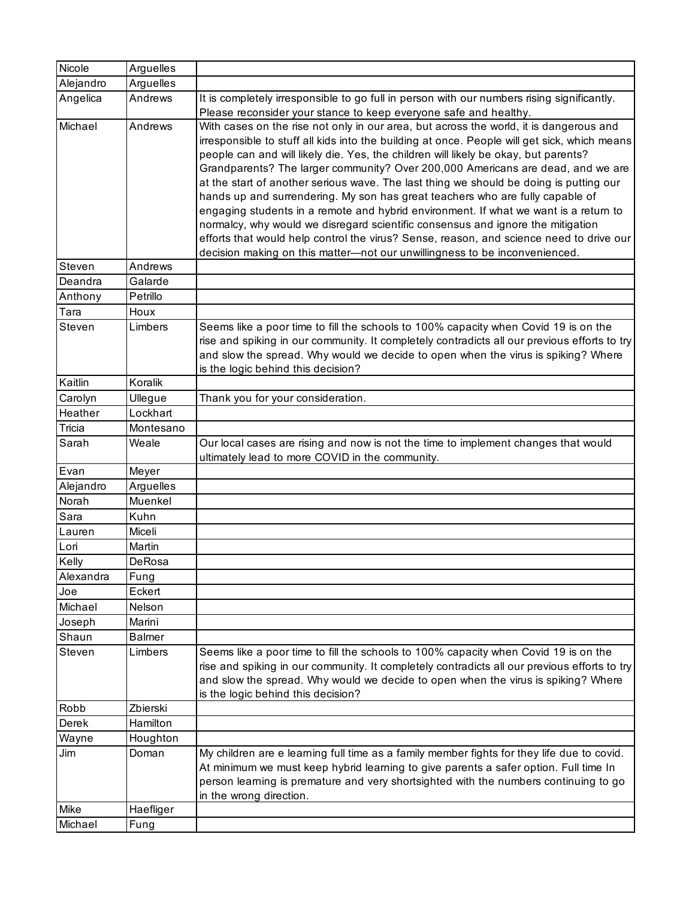| | | |
|---|---|---|
| Nicole | Arguelles | |
| Alejandro | Arguelles | |
| Angelica | Andrews | It is completely irresponsible to go full in person with our numbers rising significantly. Please reconsider your stance to keep everyone safe and healthy. |
| Michael | Andrews | With cases on the rise not only in our area, but across the world, it is dangerous and irresponsible to stuff all kids into the building at once. People will get sick, which means people can and will likely die. Yes, the children will likely be okay, but parents? Grandparents? The larger community? Over 200,000 Americans are dead, and we are at the start of another serious wave. The last thing we should be doing is putting our hands up and surrendering. My son has great teachers who are fully capable of engaging students in a remote and hybrid environment. If what we want is a return to normalcy, why would we disregard scientific consensus and ignore the mitigation efforts that would help control the virus? Sense, reason, and science need to drive our decision making on this matter—not our unwillingness to be inconvenienced. |
| Steven | Andrews | |
| Deandra | Galarde | |
| Anthony | Petrillo | |
| Tara | Houx | |
| Steven | Limbers | Seems like a poor time to fill the schools to 100% capacity when Covid 19 is on the rise and spiking in our community. It completely contradicts all our previous efforts to try and slow the spread. Why would we decide to open when the virus is spiking? Where is the logic behind this decision? |
| Kaitlin | Koralik | |
| Carolyn | Ullegue | Thank you for your consideration. |
| Heather | Lockhart | |
| Tricia | Montesano | |
| Sarah | Weale | Our local cases are rising and now is not the time to implement changes that would ultimately lead to more COVID in the community. |
| Evan | Meyer | |
| Alejandro | Arguelles | |
| Norah | Muenkel | |
| Sara | Kuhn | |
| Lauren | Miceli | |
| Lori | Martin | |
| Kelly | DeRosa | |
| Alexandra | Fung | |
| Joe | Eckert | |
| Michael | Nelson | |
| Joseph | Marini | |
| Shaun | Balmer | |
| Steven | Limbers | Seems like a poor time to fill the schools to 100% capacity when Covid 19 is on the rise and spiking in our community. It completely contradicts all our previous efforts to try and slow the spread. Why would we decide to open when the virus is spiking? Where is the logic behind this decision? |
| Robb | Zbierski | |
| Derek | Hamilton | |
| Wayne | Houghton | |
| Jim | Doman | My children are e learning full time as a family member fights for they life due to covid. At minimum we must keep hybrid learning to give parents a safer option. Full time In person learning is premature and very shortsighted with the numbers continuing to go in the wrong direction. |
| Mike | Haefliger | |
| Michael | Fung | |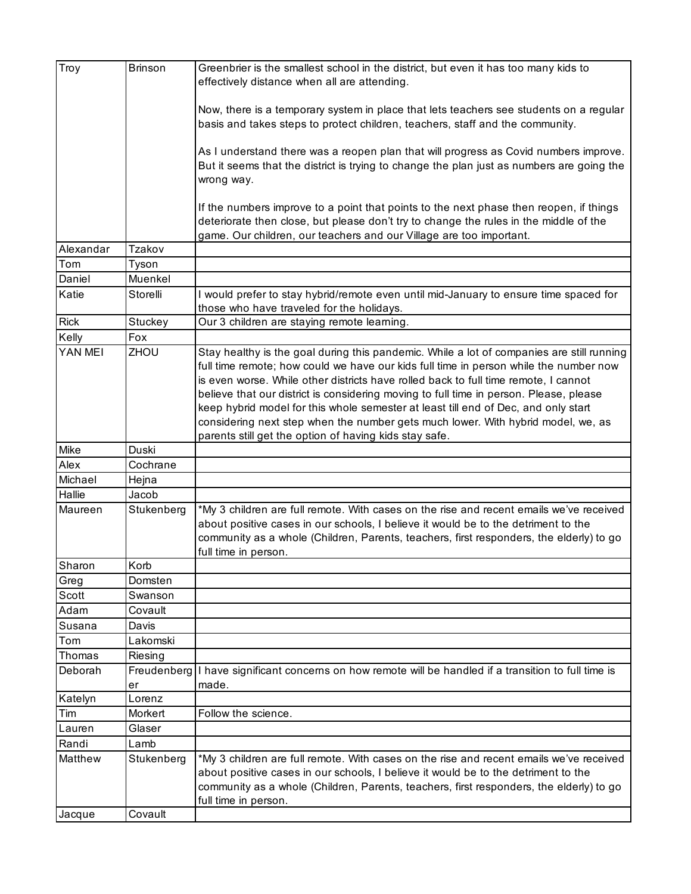| | | |
|---|---|---|
| Troy | Brinson | Greenbrier is the smallest school in the district, but even it has too many kids to effectively distance when all are attending.<br><br>Now, there is a temporary system in place that lets teachers see students on a regular basis and takes steps to protect children, teachers, staff and the community.<br><br>As I understand there was a reopen plan that will progress as Covid numbers improve. But it seems that the district is trying to change the plan just as numbers are going the wrong way.<br><br>If the numbers improve to a point that points to the next phase then reopen, if things deteriorate then close, but please don't try to change the rules in the middle of the game. Our children, our teachers and our Village are too important. |
| Alexandar | Tzakov | |
| Tom | Tyson | |
| Daniel | Muenkel | |
| Katie | Storelli | I would prefer to stay hybrid/remote even until mid-January to ensure time spaced for those who have traveled for the holidays. |
| Rick | Stuckey | Our 3 children are staying remote learning. |
| Kelly | Fox | |
| YAN MEI | ZHOU | Stay healthy is the goal during this pandemic. While a lot of companies are still running full time remote; how could we have our kids full time in person while the number now is even worse. While other districts have rolled back to full time remote, I cannot believe that our district is considering moving to full time in person. Please, please keep hybrid model for this whole semester at least till end of Dec, and only start considering next step when the number gets much lower. With hybrid model, we, as parents still get the option of having kids stay safe. |
| Mike | Duski | |
| Alex | Cochrane | |
| Michael | Hejna | |
| Hallie | Jacob | |
| Maureen | Stukenberg | *My 3 children are full remote. With cases on the rise and recent emails we've received about positive cases in our schools, I believe it would be to the detriment to the community as a whole (Children, Parents, teachers, first responders, the elderly) to go full time in person. |
| Sharon | Korb | |
| Greg | Domsten | |
| Scott | Swanson | |
| Adam | Covault | |
| Susana | Davis | |
| Tom | Lakomski | |
| Thomas | Riesing | |
| Deborah | Freudenberger | I have significant concerns on how remote will be handled if a transition to full time is made. |
| Katelyn | Lorenz | |
| Tim | Morkert | Follow the science. |
| Lauren | Glaser | |
| Randi | Lamb | |
| Matthew | Stukenberg | *My 3 children are full remote. With cases on the rise and recent emails we've received about positive cases in our schools, I believe it would be to the detriment to the community as a whole (Children, Parents, teachers, first responders, the elderly) to go full time in person. |
| Jacque | Covault | |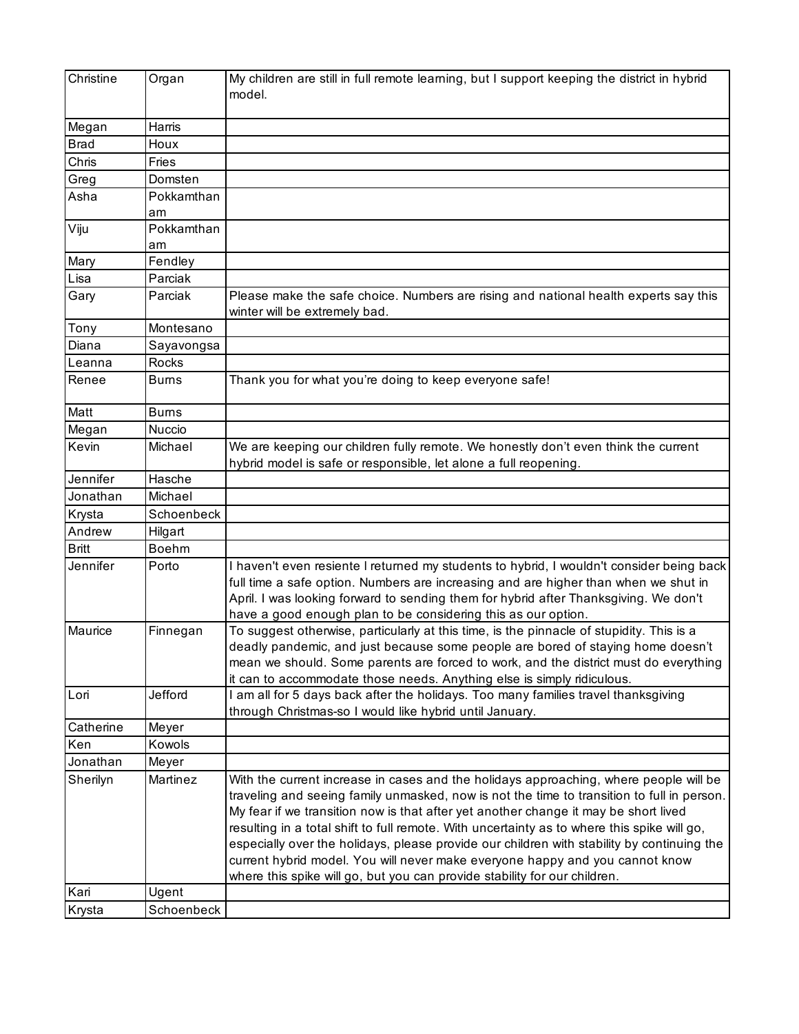| | | |
|---|---|---|
| Christine | Organ | My children are still in full remote learning, but I support keeping the district in hybrid model. |
| Megan | Harris | |
| Brad | Houx | |
| Chris | Fries | |
| Greg | Domsten | |
| Asha | Pokkamthanam | |
| Viju | Pokkamthanam | |
| Mary | Fendley | |
| Lisa | Parciak | |
| Gary | Parciak | Please make the safe choice. Numbers are rising and national health experts say this winter will be extremely bad. |
| Tony | Montesano | |
| Diana | Sayavongsa | |
| Leanna | Rocks | |
| Renee | Burns | Thank you for what you're doing to keep everyone safe! |
| Matt | Burns | |
| Megan | Nuccio | |
| Kevin | Michael | We are keeping our children fully remote. We honestly don't even think the current hybrid model is safe or responsible, let alone a full reopening. |
| Jennifer | Hasche | |
| Jonathan | Michael | |
| Krysta | Schoenbeck | |
| Andrew | Hilgart | |
| Britt | Boehm | |
| Jennifer | Porto | I haven't even resiente I returned my students to hybrid, I wouldn't consider being back full time a safe option. Numbers are increasing and are higher than when we shut in April. I was looking forward to sending them for hybrid after Thanksgiving. We don't have a good enough plan to be considering this as our option. |
| Maurice | Finnegan | To suggest otherwise, particularly at this time, is the pinnacle of stupidity. This is a deadly pandemic, and just because some people are bored of staying home doesn't mean we should. Some parents are forced to work, and the district must do everything it can to accommodate those needs. Anything else is simply ridiculous. |
| Lori | Jefford | I am all for 5 days back after the holidays. Too many families travel thanksgiving through Christmas-so I would like hybrid until January. |
| Catherine | Meyer | |
| Ken | Kowols | |
| Jonathan | Meyer | |
| Sherilyn | Martinez | With the current increase in cases and the holidays approaching, where people will be traveling and seeing family unmasked, now is not the time to transition to full in person. My fear if we transition now is that after yet another change it may be short lived resulting in a total shift to full remote. With uncertainty as to where this spike will go, especially over the holidays, please provide our children with stability by continuing the current hybrid model. You will never make everyone happy and you cannot know where this spike will go, but you can provide stability for our children. |
| Kari | Ugent | |
| Krysta | Schoenbeck | |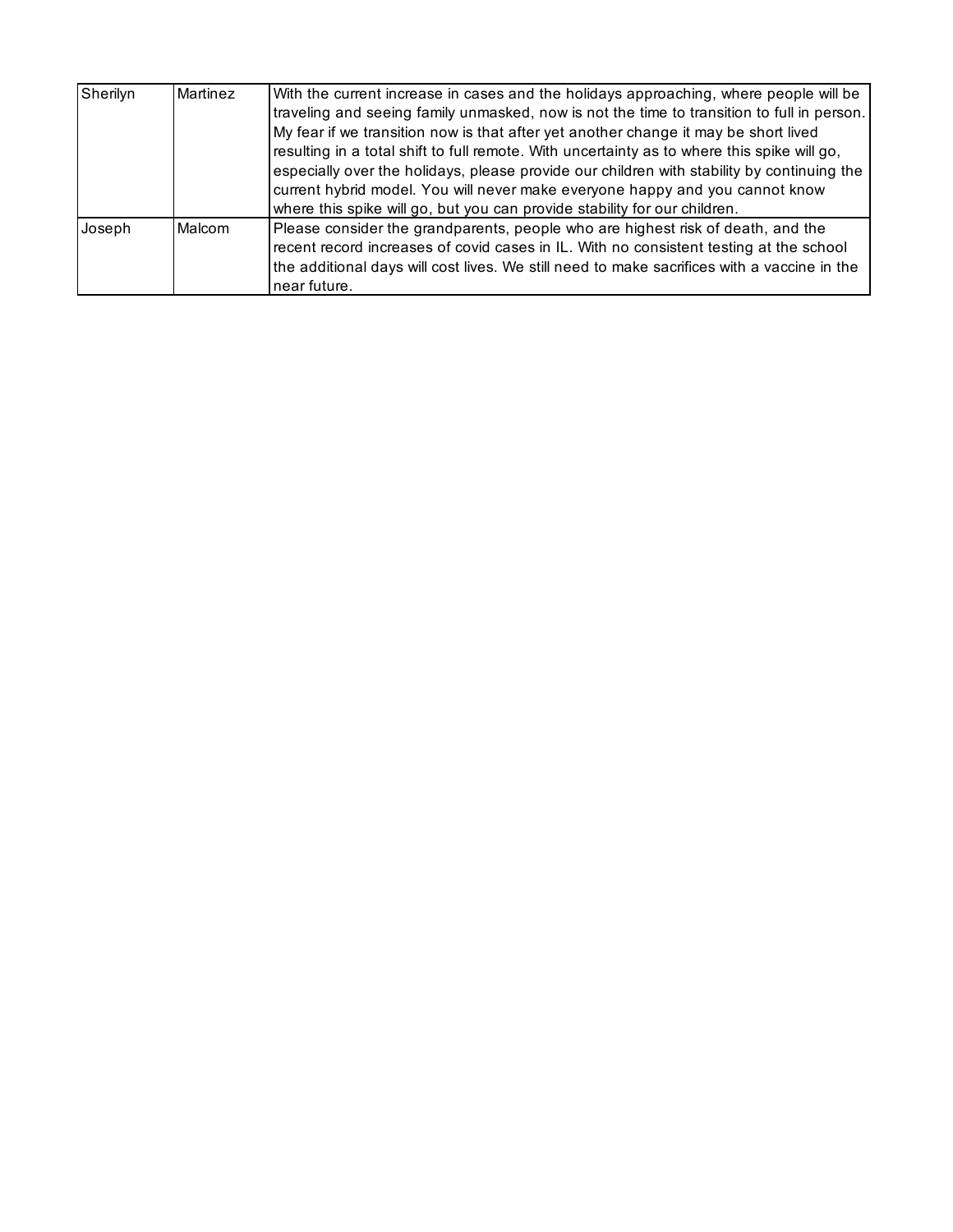| | | |
|---|---|---|
| Sherilyn | Martinez | With the current increase in cases and the holidays approaching, where people will be traveling and seeing family unmasked, now is not the time to transition to full in person. My fear if we transition now is that after yet another change it may be short lived resulting in a total shift to full remote. With uncertainty as to where this spike will go, especially over the holidays, please provide our children with stability by continuing the current hybrid model. You will never make everyone happy and you cannot know where this spike will go, but you can provide stability for our children. |
| Joseph | Malcom | Please consider the grandparents, people who are highest risk of death, and the recent record increases of covid cases in IL. With no consistent testing at the school the additional days will cost lives. We still need to make sacrifices with a vaccine in the near future. |